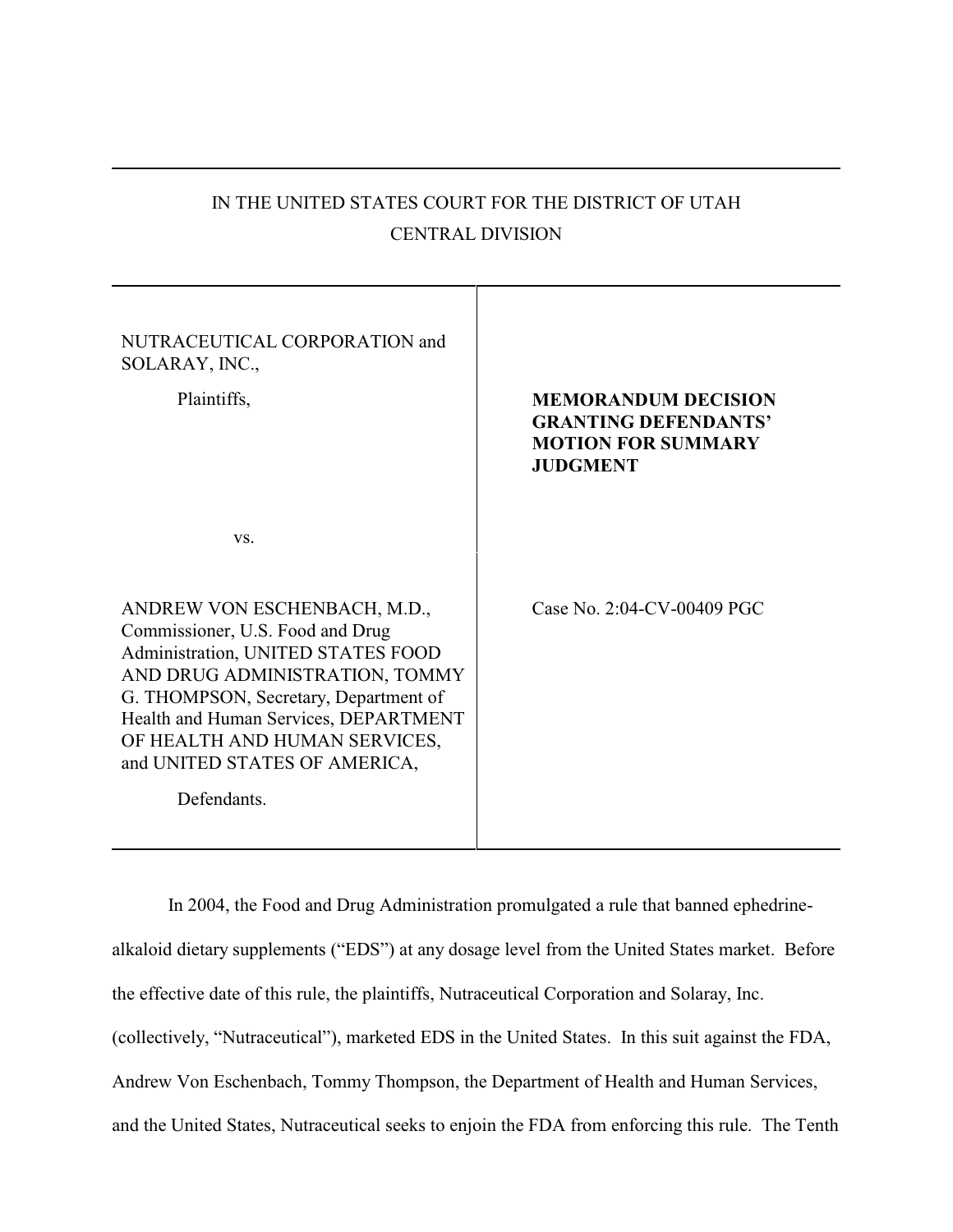IN THE UNITED STATES COURT FOR THE DISTRICT OF UTAH

CENTRAL DIVISION

| | |
|---|---|
| NUTRACEUTICAL CORPORATION and SOLARAY, INC.,<br><br>Plaintiffs,<br><br>vs.<br><br>ANDREW VON ESCHENBACH, M.D., Commissioner, U.S. Food and Drug Administration, UNITED STATES FOOD AND DRUG ADMINISTRATION, TOMMY G. THOMPSON, Secretary, Department of Health and Human Services, DEPARTMENT OF HEALTH AND HUMAN SERVICES, and UNITED STATES OF AMERICA,<br><br>Defendants. | **MEMORANDUM DECISION GRANTING DEFENDANTS' MOTION FOR SUMMARY JUDGMENT**<br><br>Case No. 2:04-CV-00409 PGC |

In 2004, the Food and Drug Administration promulgated a rule that banned ephedrine-alkaloid dietary supplements ("EDS") at any dosage level from the United States market. Before the effective date of this rule, the plaintiffs, Nutraceutical Corporation and Solaray, Inc. (collectively, "Nutraceutical"), marketed EDS in the United States. In this suit against the FDA, Andrew Von Eschenbach, Tommy Thompson, the Department of Health and Human Services, and the United States, Nutraceutical seeks to enjoin the FDA from enforcing this rule. The Tenth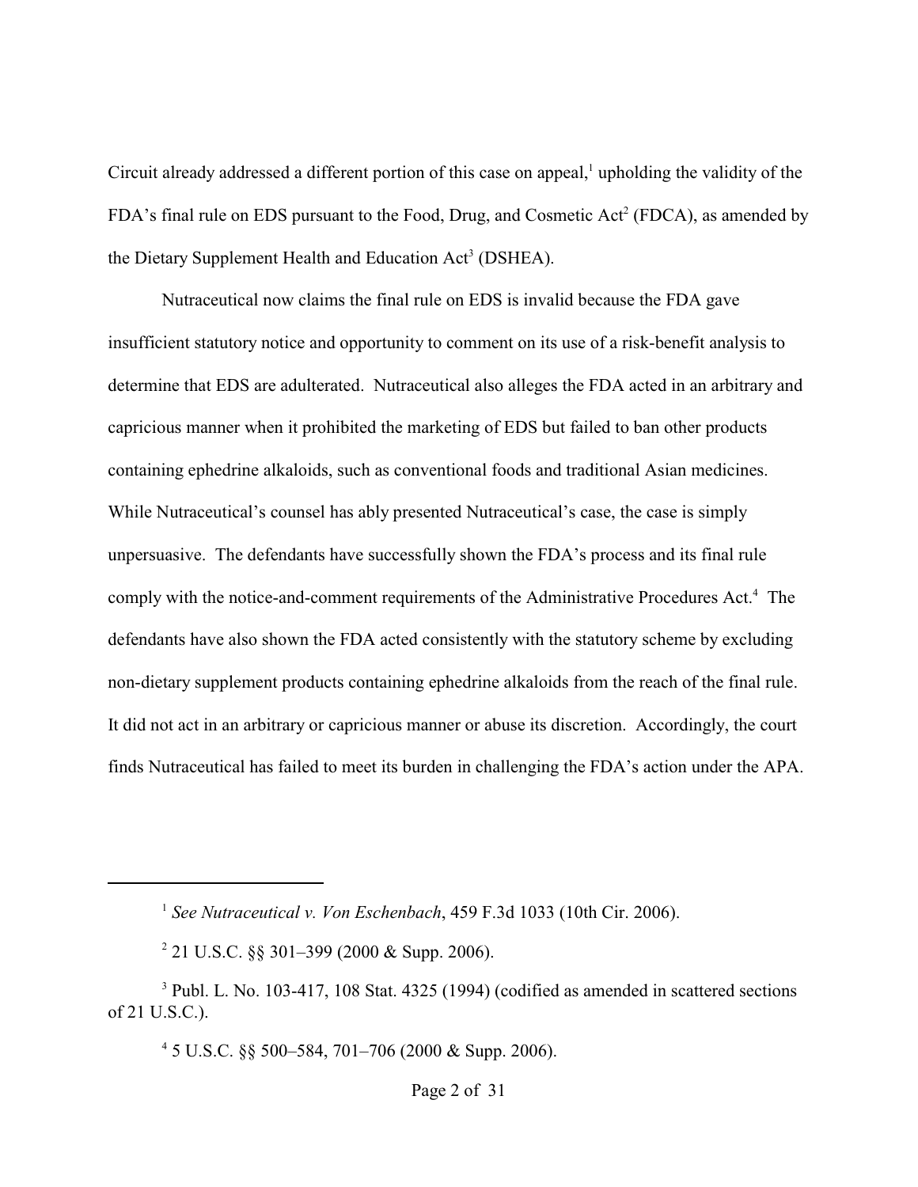Circuit already addressed a different portion of this case on appeal,[1] upholding the validity of the FDA's final rule on EDS pursuant to the Food, Drug, and Cosmetic Act[2] (FDCA), as amended by the Dietary Supplement Health and Education Act[3] (DSHEA).

Nutraceutical now claims the final rule on EDS is invalid because the FDA gave insufficient statutory notice and opportunity to comment on its use of a risk-benefit analysis to determine that EDS are adulterated. Nutraceutical also alleges the FDA acted in an arbitrary and capricious manner when it prohibited the marketing of EDS but failed to ban other products containing ephedrine alkaloids, such as conventional foods and traditional Asian medicines. While Nutraceutical's counsel has ably presented Nutraceutical's case, the case is simply unpersuasive. The defendants have successfully shown the FDA's process and its final rule comply with the notice-and-comment requirements of the Administrative Procedures Act.[4] The defendants have also shown the FDA acted consistently with the statutory scheme by excluding non-dietary supplement products containing ephedrine alkaloids from the reach of the final rule. It did not act in an arbitrary or capricious manner or abuse its discretion. Accordingly, the court finds Nutraceutical has failed to meet its burden in challenging the FDA's action under the APA.

---

[1] *See Nutraceutical v. Von Eschenbach*, 459 F.3d 1033 (10th Cir. 2006).

[2] 21 U.S.C. §§ 301–399 (2000 & Supp. 2006).

[3] Publ. L. No. 103-417, 108 Stat. 4325 (1994) (codified as amended in scattered sections of 21 U.S.C.).

[4] 5 U.S.C. §§ 500–584, 701–706 (2000 & Supp. 2006).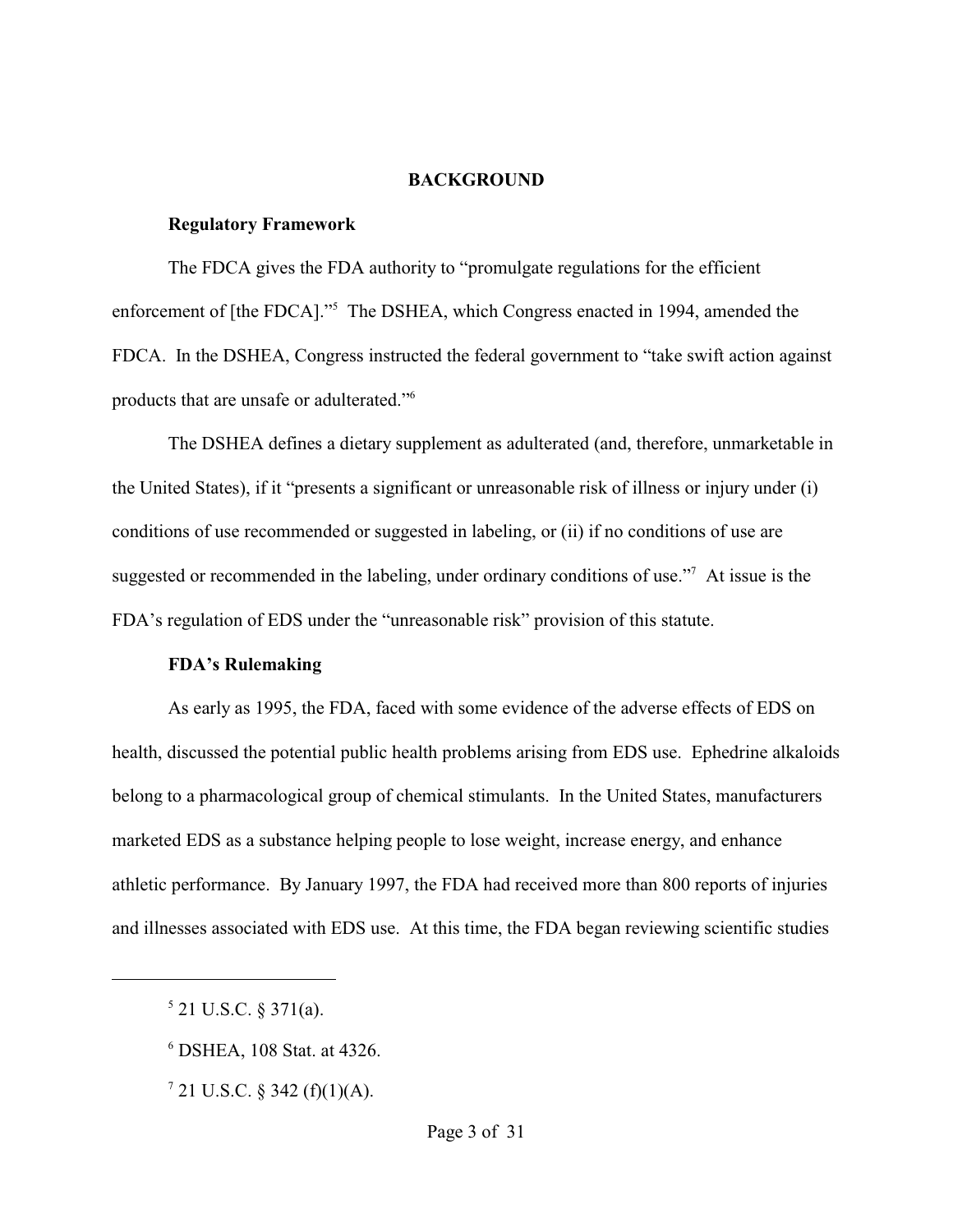## BACKGROUND

### Regulatory Framework

The FDCA gives the FDA authority to "promulgate regulations for the efficient enforcement of [the FDCA]."[5] The DSHEA, which Congress enacted in 1994, amended the FDCA. In the DSHEA, Congress instructed the federal government to "take swift action against products that are unsafe or adulterated."[6]

The DSHEA defines a dietary supplement as adulterated (and, therefore, unmarketable in the United States), if it "presents a significant or unreasonable risk of illness or injury under (i) conditions of use recommended or suggested in labeling, or (ii) if no conditions of use are suggested or recommended in the labeling, under ordinary conditions of use."[7] At issue is the FDA's regulation of EDS under the "unreasonable risk" provision of this statute.

### FDA's Rulemaking

As early as 1995, the FDA, faced with some evidence of the adverse effects of EDS on health, discussed the potential public health problems arising from EDS use. Ephedrine alkaloids belong to a pharmacological group of chemical stimulants. In the United States, manufacturers marketed EDS as a substance helping people to lose weight, increase energy, and enhance athletic performance. By January 1997, the FDA had received more than 800 reports of injuries and illnesses associated with EDS use. At this time, the FDA began reviewing scientific studies

---

[5] 21 U.S.C. § 371(a).

[6] DSHEA, 108 Stat. at 4326.

[7] 21 U.S.C. § 342 (f)(1)(A).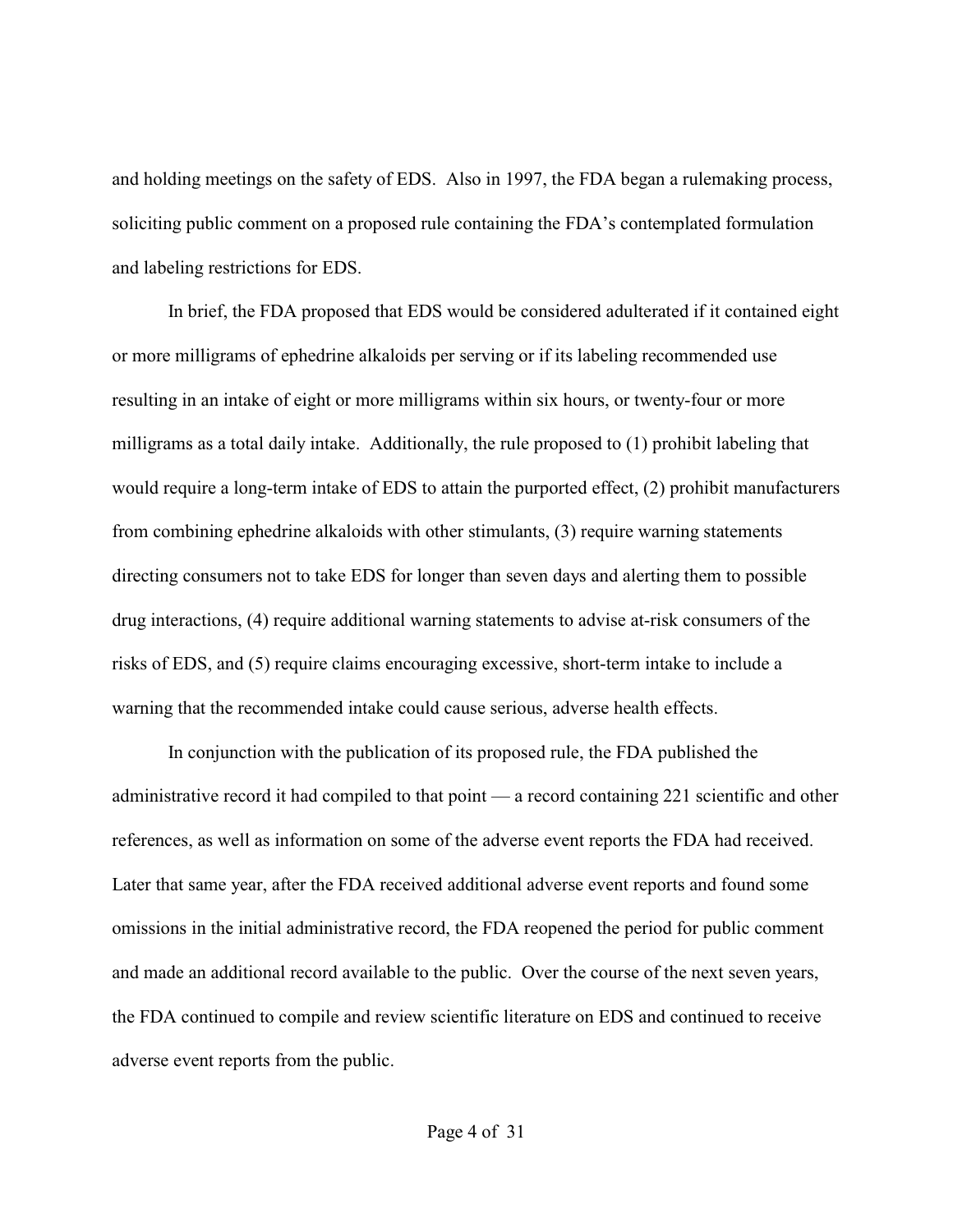and holding meetings on the safety of EDS. Also in 1997, the FDA began a rulemaking process, soliciting public comment on a proposed rule containing the FDA's contemplated formulation and labeling restrictions for EDS.

In brief, the FDA proposed that EDS would be considered adulterated if it contained eight or more milligrams of ephedrine alkaloids per serving or if its labeling recommended use resulting in an intake of eight or more milligrams within six hours, or twenty-four or more milligrams as a total daily intake. Additionally, the rule proposed to (1) prohibit labeling that would require a long-term intake of EDS to attain the purported effect, (2) prohibit manufacturers from combining ephedrine alkaloids with other stimulants, (3) require warning statements directing consumers not to take EDS for longer than seven days and alerting them to possible drug interactions, (4) require additional warning statements to advise at-risk consumers of the risks of EDS, and (5) require claims encouraging excessive, short-term intake to include a warning that the recommended intake could cause serious, adverse health effects.

In conjunction with the publication of its proposed rule, the FDA published the administrative record it had compiled to that point — a record containing 221 scientific and other references, as well as information on some of the adverse event reports the FDA had received. Later that same year, after the FDA received additional adverse event reports and found some omissions in the initial administrative record, the FDA reopened the period for public comment and made an additional record available to the public. Over the course of the next seven years, the FDA continued to compile and review scientific literature on EDS and continued to receive adverse event reports from the public.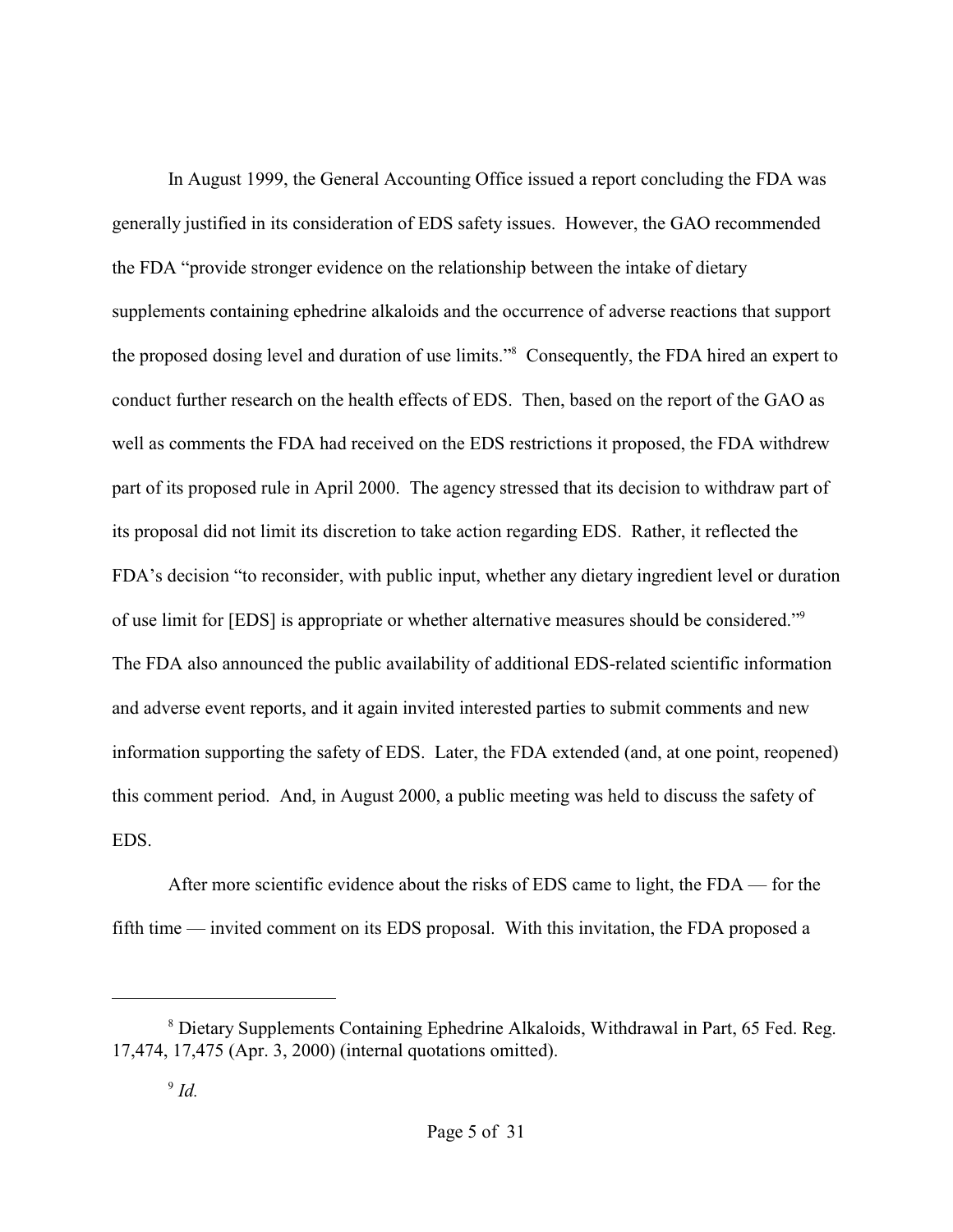In August 1999, the General Accounting Office issued a report concluding the FDA was generally justified in its consideration of EDS safety issues. However, the GAO recommended the FDA "provide stronger evidence on the relationship between the intake of dietary supplements containing ephedrine alkaloids and the occurrence of adverse reactions that support the proposed dosing level and duration of use limits."[8] Consequently, the FDA hired an expert to conduct further research on the health effects of EDS. Then, based on the report of the GAO as well as comments the FDA had received on the EDS restrictions it proposed, the FDA withdrew part of its proposed rule in April 2000. The agency stressed that its decision to withdraw part of its proposal did not limit its discretion to take action regarding EDS. Rather, it reflected the FDA's decision "to reconsider, with public input, whether any dietary ingredient level or duration of use limit for [EDS] is appropriate or whether alternative measures should be considered."[9] The FDA also announced the public availability of additional EDS-related scientific information and adverse event reports, and it again invited interested parties to submit comments and new information supporting the safety of EDS. Later, the FDA extended (and, at one point, reopened) this comment period. And, in August 2000, a public meeting was held to discuss the safety of EDS.

After more scientific evidence about the risks of EDS came to light, the FDA — for the fifth time — invited comment on its EDS proposal. With this invitation, the FDA proposed a

---

[8] Dietary Supplements Containing Ephedrine Alkaloids, Withdrawal in Part, 65 Fed. Reg. 17,474, 17,475 (Apr. 3, 2000) (internal quotations omitted).

[9] *Id.*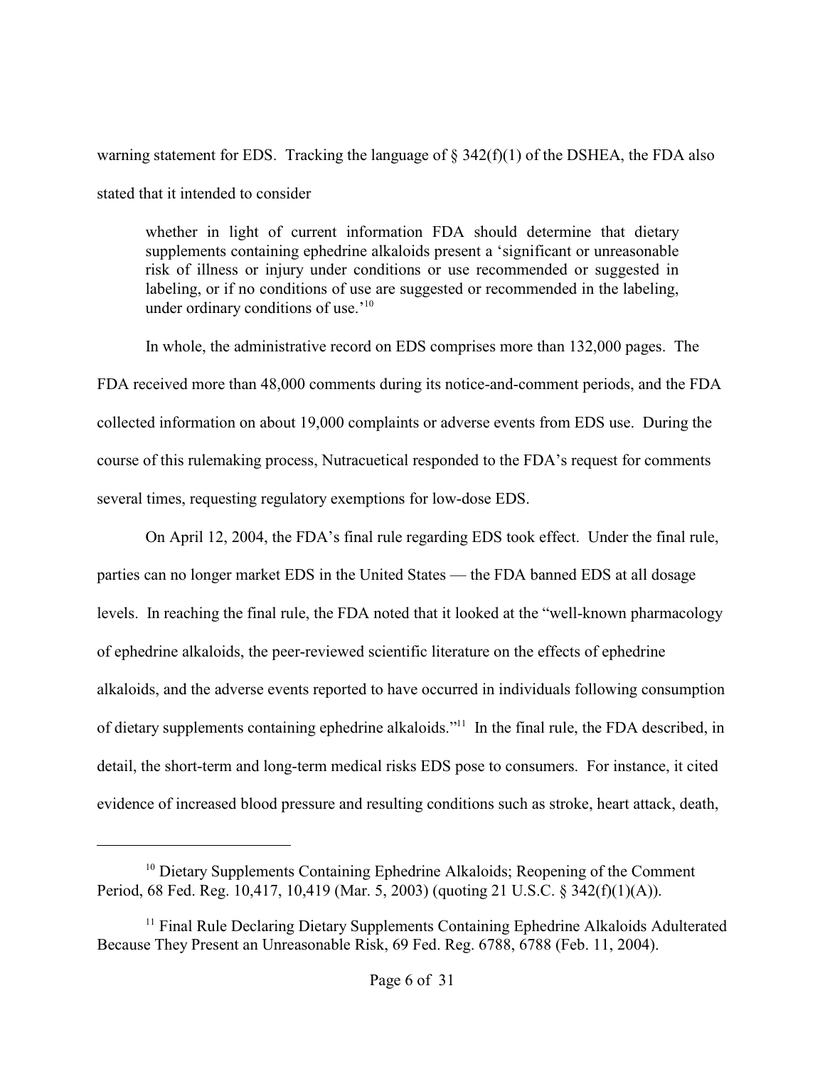warning statement for EDS. Tracking the language of § 342(f)(1) of the DSHEA, the FDA also stated that it intended to consider

> whether in light of current information FDA should determine that dietary supplements containing ephedrine alkaloids present a 'significant or unreasonable risk of illness or injury under conditions or use recommended or suggested in labeling, or if no conditions of use are suggested or recommended in the labeling, under ordinary conditions of use.'[10]

In whole, the administrative record on EDS comprises more than 132,000 pages. The FDA received more than 48,000 comments during its notice-and-comment periods, and the FDA collected information on about 19,000 complaints or adverse events from EDS use. During the course of this rulemaking process, Nutracuetical responded to the FDA's request for comments several times, requesting regulatory exemptions for low-dose EDS.

On April 12, 2004, the FDA's final rule regarding EDS took effect. Under the final rule, parties can no longer market EDS in the United States — the FDA banned EDS at all dosage levels. In reaching the final rule, the FDA noted that it looked at the "well-known pharmacology of ephedrine alkaloids, the peer-reviewed scientific literature on the effects of ephedrine alkaloids, and the adverse events reported to have occurred in individuals following consumption of dietary supplements containing ephedrine alkaloids."[11] In the final rule, the FDA described, in detail, the short-term and long-term medical risks EDS pose to consumers. For instance, it cited evidence of increased blood pressure and resulting conditions such as stroke, heart attack, death,

---

[10] Dietary Supplements Containing Ephedrine Alkaloids; Reopening of the Comment Period, 68 Fed. Reg. 10,417, 10,419 (Mar. 5, 2003) (quoting 21 U.S.C. § 342(f)(1)(A)).

[11] Final Rule Declaring Dietary Supplements Containing Ephedrine Alkaloids Adulterated Because They Present an Unreasonable Risk, 69 Fed. Reg. 6788, 6788 (Feb. 11, 2004).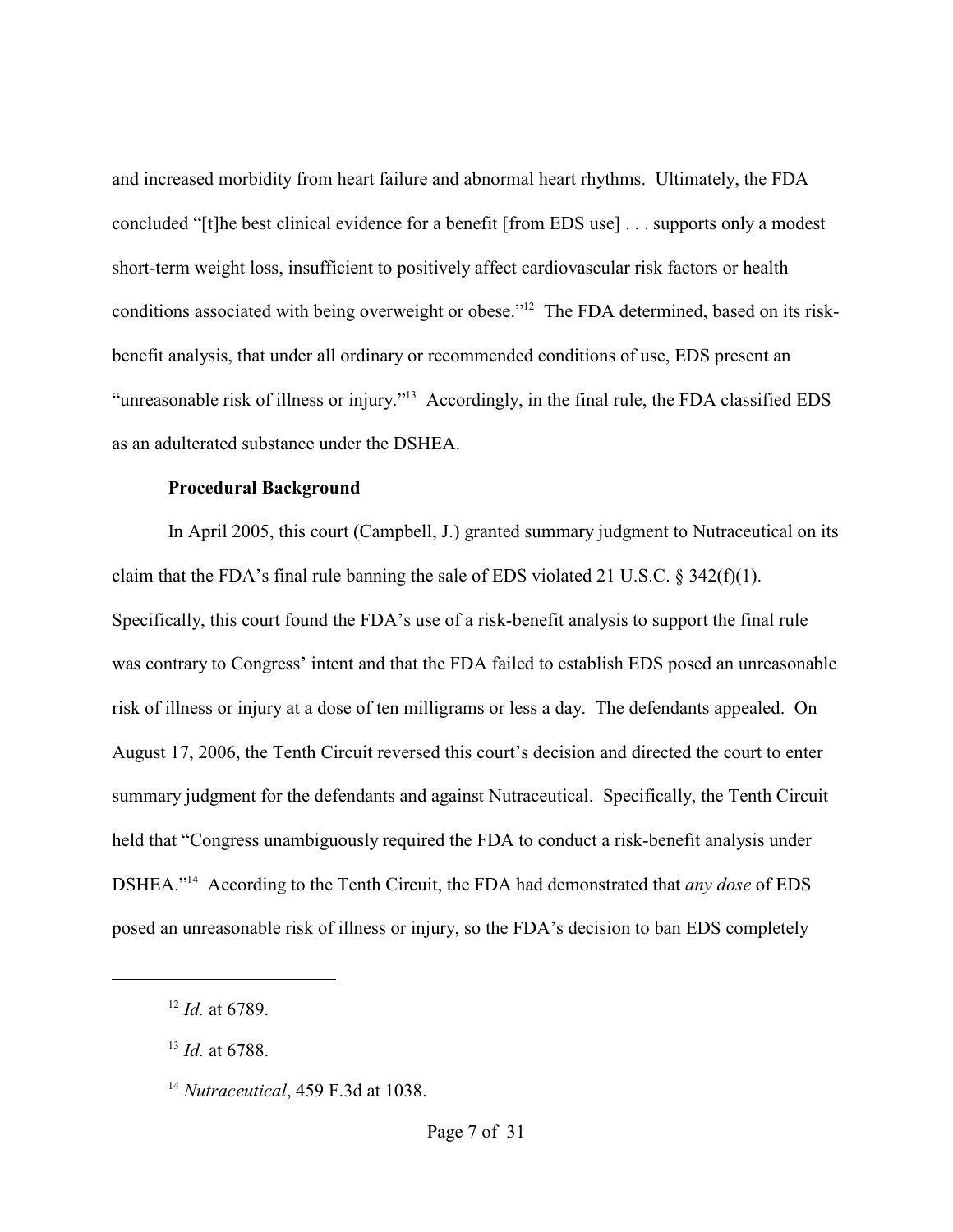and increased morbidity from heart failure and abnormal heart rhythms. Ultimately, the FDA concluded "[t]he best clinical evidence for a benefit [from EDS use] . . . supports only a modest short-term weight loss, insufficient to positively affect cardiovascular risk factors or health conditions associated with being overweight or obese."[12] The FDA determined, based on its risk-benefit analysis, that under all ordinary or recommended conditions of use, EDS present an "unreasonable risk of illness or injury."[13] Accordingly, in the final rule, the FDA classified EDS as an adulterated substance under the DSHEA.

**Procedural Background**

In April 2005, this court (Campbell, J.) granted summary judgment to Nutraceutical on its claim that the FDA's final rule banning the sale of EDS violated 21 U.S.C. § 342(f)(1). Specifically, this court found the FDA's use of a risk-benefit analysis to support the final rule was contrary to Congress' intent and that the FDA failed to establish EDS posed an unreasonable risk of illness or injury at a dose of ten milligrams or less a day. The defendants appealed. On August 17, 2006, the Tenth Circuit reversed this court's decision and directed the court to enter summary judgment for the defendants and against Nutraceutical. Specifically, the Tenth Circuit held that "Congress unambiguously required the FDA to conduct a risk-benefit analysis under DSHEA."[14] According to the Tenth Circuit, the FDA had demonstrated that *any dose* of EDS posed an unreasonable risk of illness or injury, so the FDA's decision to ban EDS completely

---

[12] *Id.* at 6789.

[13] *Id.* at 6788.

[14] *Nutraceutical*, 459 F.3d at 1038.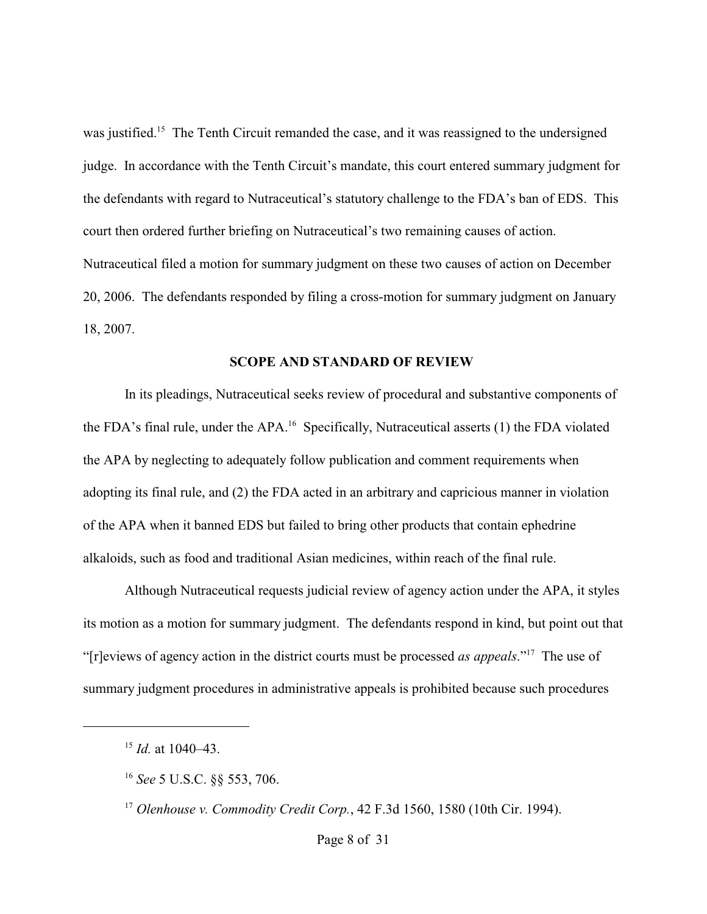was justified.[15] The Tenth Circuit remanded the case, and it was reassigned to the undersigned judge. In accordance with the Tenth Circuit's mandate, this court entered summary judgment for the defendants with regard to Nutraceutical's statutory challenge to the FDA's ban of EDS. This court then ordered further briefing on Nutraceutical's two remaining causes of action. Nutraceutical filed a motion for summary judgment on these two causes of action on December 20, 2006. The defendants responded by filing a cross-motion for summary judgment on January 18, 2007.

## SCOPE AND STANDARD OF REVIEW

In its pleadings, Nutraceutical seeks review of procedural and substantive components of the FDA's final rule, under the APA.[16] Specifically, Nutraceutical asserts (1) the FDA violated the APA by neglecting to adequately follow publication and comment requirements when adopting its final rule, and (2) the FDA acted in an arbitrary and capricious manner in violation of the APA when it banned EDS but failed to bring other products that contain ephedrine alkaloids, such as food and traditional Asian medicines, within reach of the final rule.

Although Nutraceutical requests judicial review of agency action under the APA, it styles its motion as a motion for summary judgment. The defendants respond in kind, but point out that "[r]eviews of agency action in the district courts must be processed *as appeals*."[17] The use of summary judgment procedures in administrative appeals is prohibited because such procedures

---

[15] *Id.* at 1040–43.

[16] *See* 5 U.S.C. §§ 553, 706.

[17] *Olenhouse v. Commodity Credit Corp.*, 42 F.3d 1560, 1580 (10th Cir. 1994).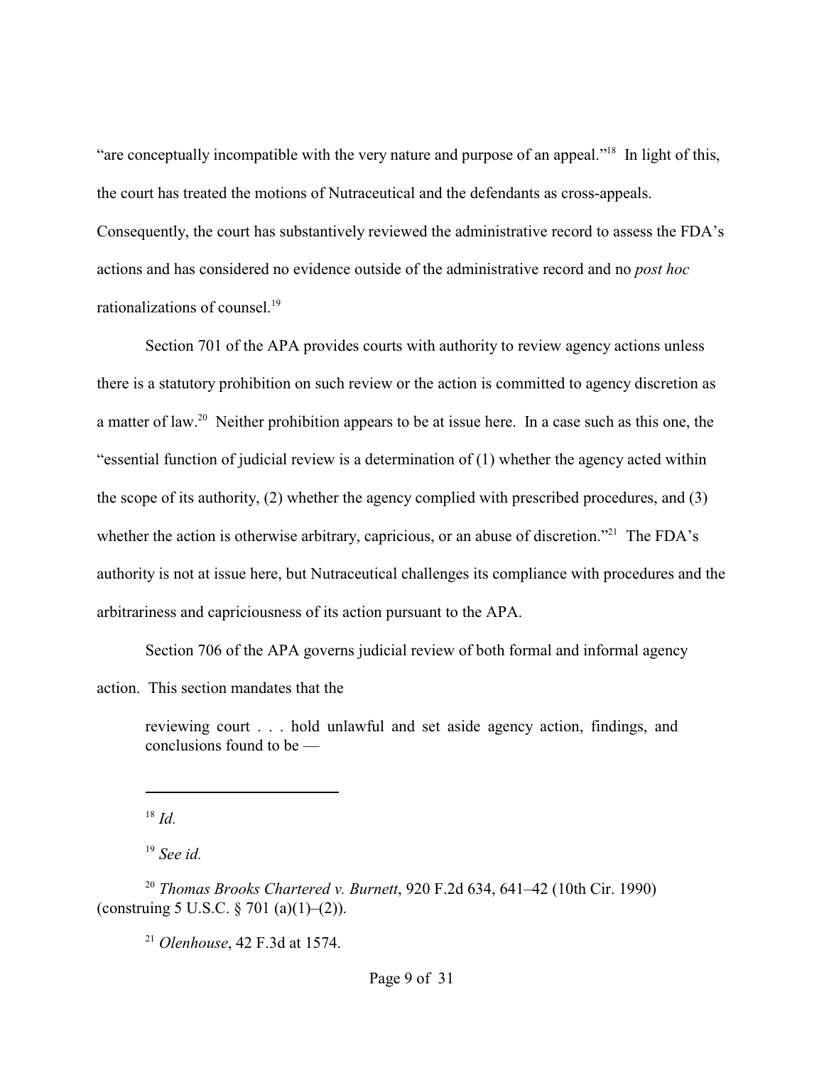"are conceptually incompatible with the very nature and purpose of an appeal."[18] In light of this, the court has treated the motions of Nutraceutical and the defendants as cross-appeals. Consequently, the court has substantively reviewed the administrative record to assess the FDA's actions and has considered no evidence outside of the administrative record and no *post hoc* rationalizations of counsel.[19]

Section 701 of the APA provides courts with authority to review agency actions unless there is a statutory prohibition on such review or the action is committed to agency discretion as a matter of law.[20] Neither prohibition appears to be at issue here. In a case such as this one, the "essential function of judicial review is a determination of (1) whether the agency acted within the scope of its authority, (2) whether the agency complied with prescribed procedures, and (3) whether the action is otherwise arbitrary, capricious, or an abuse of discretion."[21] The FDA's authority is not at issue here, but Nutraceutical challenges its compliance with procedures and the arbitrariness and capriciousness of its action pursuant to the APA.

Section 706 of the APA governs judicial review of both formal and informal agency action. This section mandates that the

> reviewing court . . . hold unlawful and set aside agency action, findings, and conclusions found to be —

---

[18] *Id.*

[19] *See id.*

[20] *Thomas Brooks Chartered v. Burnett*, 920 F.2d 634, 641–42 (10th Cir. 1990) (construing 5 U.S.C. § 701 (a)(1)–(2)).

[21] *Olenhouse*, 42 F.3d at 1574.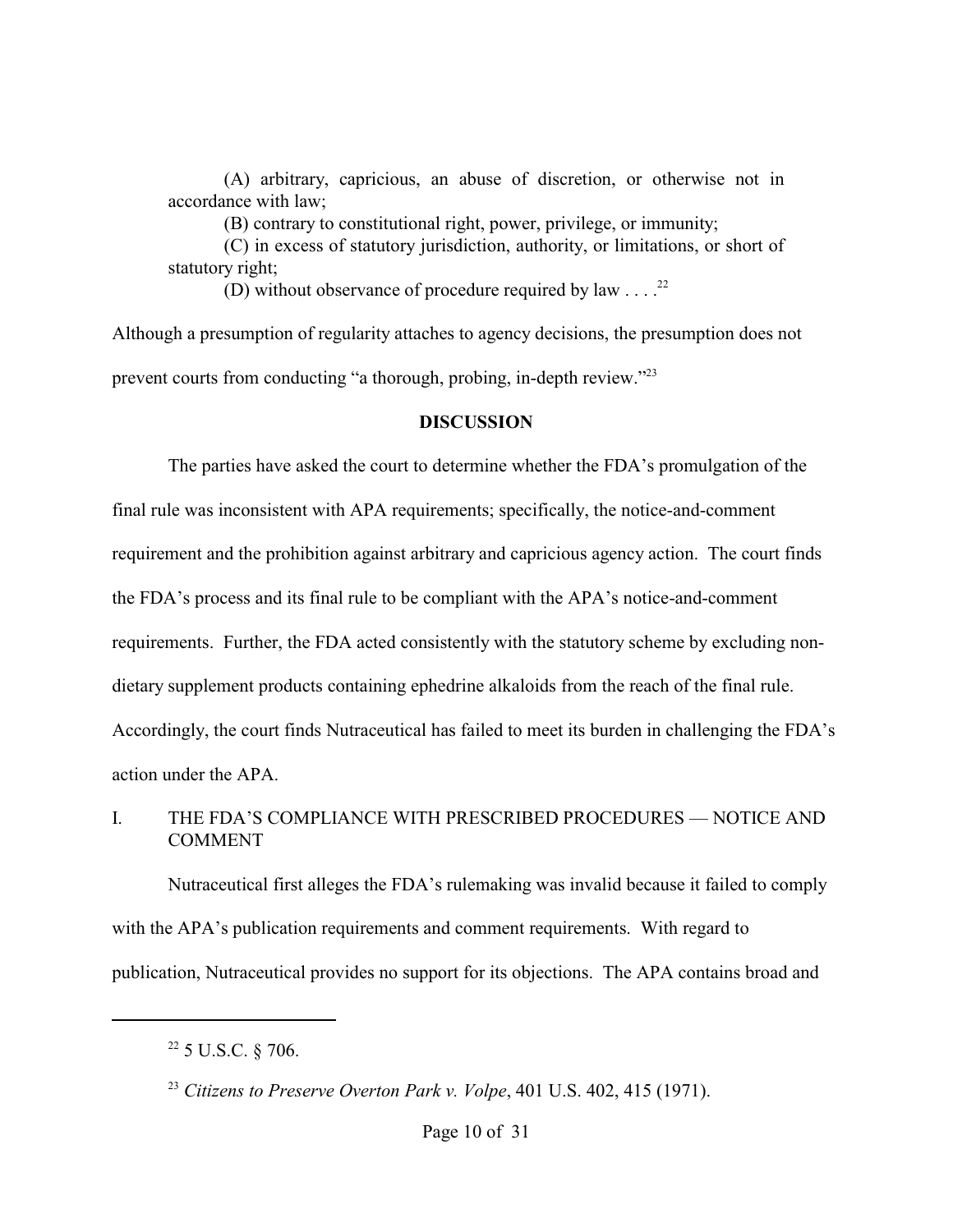> (A) arbitrary, capricious, an abuse of discretion, or otherwise not in accordance with law;
>
> (B) contrary to constitutional right, power, privilege, or immunity;
>
> (C) in excess of statutory jurisdiction, authority, or limitations, or short of statutory right;
>
> (D) without observance of procedure required by law . . . .[22]

Although a presumption of regularity attaches to agency decisions, the presumption does not prevent courts from conducting "a thorough, probing, in-depth review."[23]

## DISCUSSION

The parties have asked the court to determine whether the FDA's promulgation of the final rule was inconsistent with APA requirements; specifically, the notice-and-comment requirement and the prohibition against arbitrary and capricious agency action. The court finds the FDA's process and its final rule to be compliant with the APA's notice-and-comment requirements. Further, the FDA acted consistently with the statutory scheme by excluding non-dietary supplement products containing ephedrine alkaloids from the reach of the final rule. Accordingly, the court finds Nutraceutical has failed to meet its burden in challenging the FDA's action under the APA.

### I. THE FDA'S COMPLIANCE WITH PRESCRIBED PROCEDURES — NOTICE AND COMMENT

Nutraceutical first alleges the FDA's rulemaking was invalid because it failed to comply with the APA's publication requirements and comment requirements. With regard to publication, Nutraceutical provides no support for its objections. The APA contains broad and

---

[22] 5 U.S.C. § 706.

[23] *Citizens to Preserve Overton Park v. Volpe*, 401 U.S. 402, 415 (1971).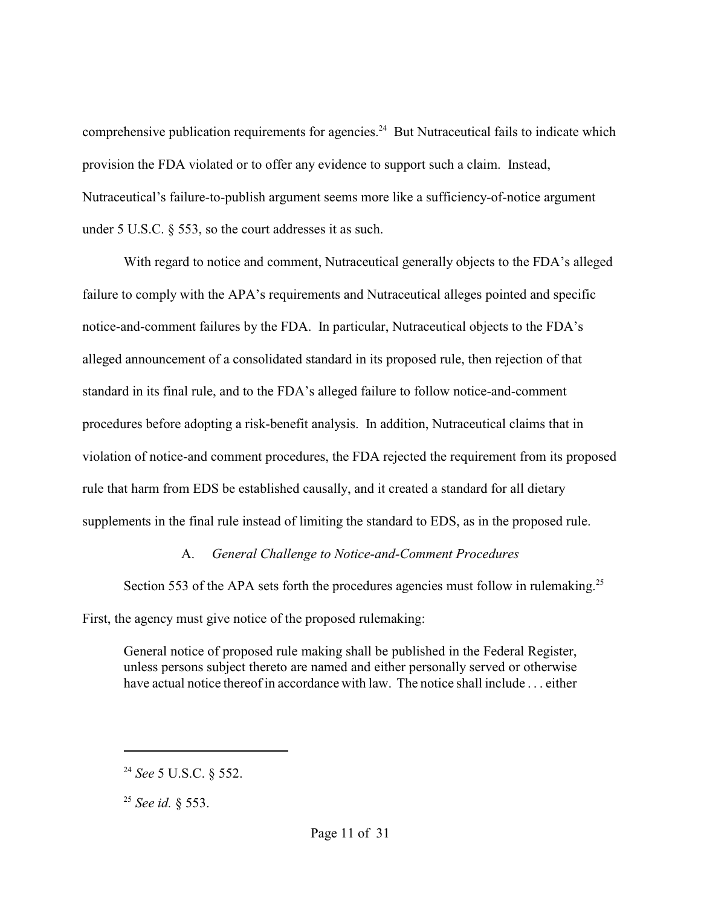comprehensive publication requirements for agencies.[24] But Nutraceutical fails to indicate which provision the FDA violated or to offer any evidence to support such a claim. Instead, Nutraceutical's failure-to-publish argument seems more like a sufficiency-of-notice argument under 5 U.S.C. § 553, so the court addresses it as such.

With regard to notice and comment, Nutraceutical generally objects to the FDA's alleged failure to comply with the APA's requirements and Nutraceutical alleges pointed and specific notice-and-comment failures by the FDA. In particular, Nutraceutical objects to the FDA's alleged announcement of a consolidated standard in its proposed rule, then rejection of that standard in its final rule, and to the FDA's alleged failure to follow notice-and-comment procedures before adopting a risk-benefit analysis. In addition, Nutraceutical claims that in violation of notice-and comment procedures, the FDA rejected the requirement from its proposed rule that harm from EDS be established causally, and it created a standard for all dietary supplements in the final rule instead of limiting the standard to EDS, as in the proposed rule.

### A. *General Challenge to Notice-and-Comment Procedures*

Section 553 of the APA sets forth the procedures agencies must follow in rulemaking.[25] First, the agency must give notice of the proposed rulemaking:

> General notice of proposed rule making shall be published in the Federal Register, unless persons subject thereto are named and either personally served or otherwise have actual notice thereof in accordance with law. The notice shall include . . . either

---

[24] *See* 5 U.S.C. § 552.

[25] *See id.* § 553.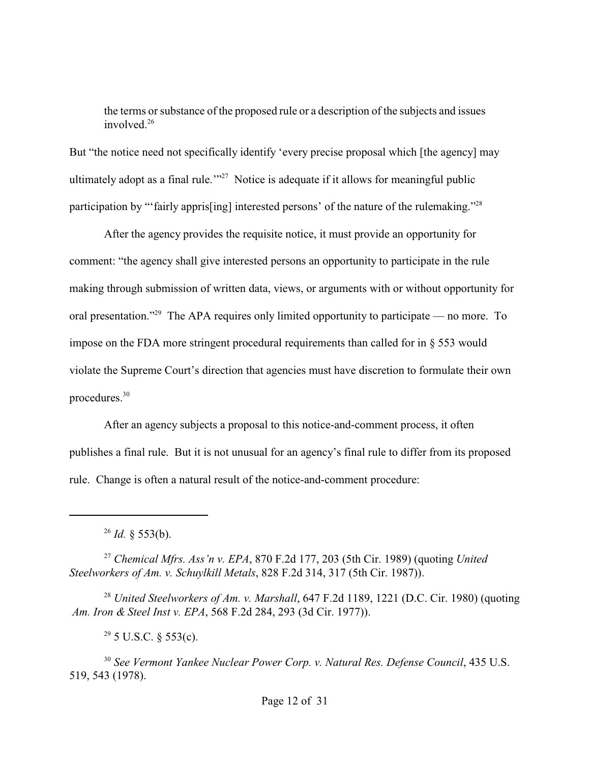> the terms or substance of the proposed rule or a description of the subjects and issues involved.[26]

But "the notice need not specifically identify 'every precise proposal which [the agency] may ultimately adopt as a final rule.'"[27] Notice is adequate if it allows for meaningful public participation by "'fairly appris[ing] interested persons' of the nature of the rulemaking."[28]

After the agency provides the requisite notice, it must provide an opportunity for comment: "the agency shall give interested persons an opportunity to participate in the rule making through submission of written data, views, or arguments with or without opportunity for oral presentation."[29] The APA requires only limited opportunity to participate — no more. To impose on the FDA more stringent procedural requirements than called for in § 553 would violate the Supreme Court's direction that agencies must have discretion to formulate their own procedures.[30]

After an agency subjects a proposal to this notice-and-comment process, it often publishes a final rule. But it is not unusual for an agency's final rule to differ from its proposed rule. Change is often a natural result of the notice-and-comment procedure:

---

[26] *Id.* § 553(b).

[27] *Chemical Mfrs. Ass'n v. EPA*, 870 F.2d 177, 203 (5th Cir. 1989) (quoting *United Steelworkers of Am. v. Schuylkill Metals*, 828 F.2d 314, 317 (5th Cir. 1987)).

[28] *United Steelworkers of Am. v. Marshall*, 647 F.2d 1189, 1221 (D.C. Cir. 1980) (quoting *Am. Iron & Steel Inst v. EPA*, 568 F.2d 284, 293 (3d Cir. 1977)).

[29] 5 U.S.C. § 553(c).

[30] *See Vermont Yankee Nuclear Power Corp. v. Natural Res. Defense Council*, 435 U.S. 519, 543 (1978).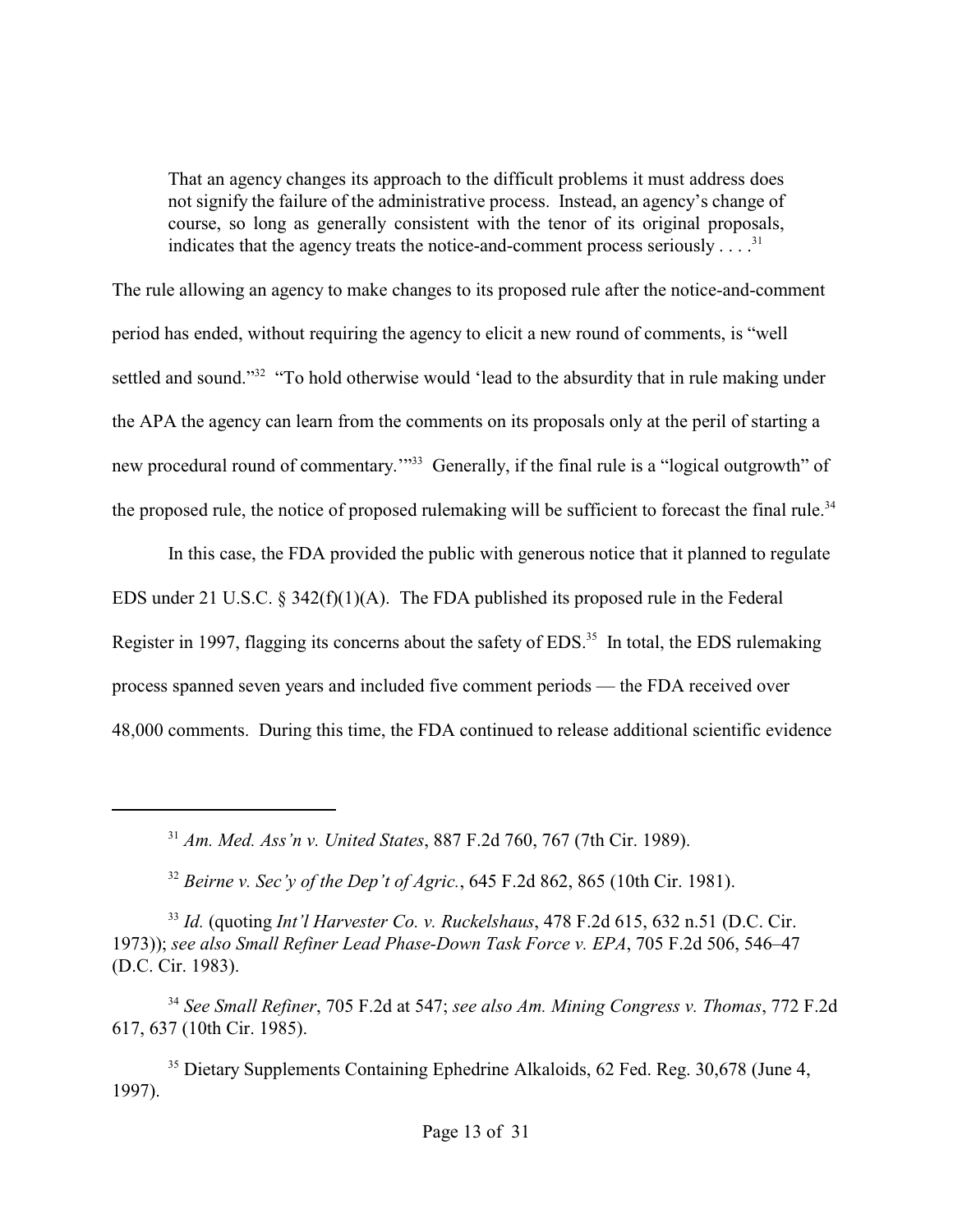> That an agency changes its approach to the difficult problems it must address does not signify the failure of the administrative process. Instead, an agency's change of course, so long as generally consistent with the tenor of its original proposals, indicates that the agency treats the notice-and-comment process seriously . . . .[31]

The rule allowing an agency to make changes to its proposed rule after the notice-and-comment period has ended, without requiring the agency to elicit a new round of comments, is "well settled and sound."[32] "To hold otherwise would 'lead to the absurdity that in rule making under the APA the agency can learn from the comments on its proposals only at the peril of starting a new procedural round of commentary.'"[33] Generally, if the final rule is a "logical outgrowth" of the proposed rule, the notice of proposed rulemaking will be sufficient to forecast the final rule.[34]

In this case, the FDA provided the public with generous notice that it planned to regulate EDS under 21 U.S.C. § 342(f)(1)(A). The FDA published its proposed rule in the Federal Register in 1997, flagging its concerns about the safety of EDS.[35] In total, the EDS rulemaking process spanned seven years and included five comment periods — the FDA received over 48,000 comments. During this time, the FDA continued to release additional scientific evidence

---

[31] *Am. Med. Ass'n v. United States*, 887 F.2d 760, 767 (7th Cir. 1989).

[32] *Beirne v. Sec'y of the Dep't of Agric.*, 645 F.2d 862, 865 (10th Cir. 1981).

[33] *Id.* (quoting *Int'l Harvester Co. v. Ruckelshaus*, 478 F.2d 615, 632 n.51 (D.C. Cir. 1973)); *see also Small Refiner Lead Phase-Down Task Force v. EPA*, 705 F.2d 506, 546–47 (D.C. Cir. 1983).

[34] *See Small Refiner*, 705 F.2d at 547; *see also Am. Mining Congress v. Thomas*, 772 F.2d 617, 637 (10th Cir. 1985).

[35] Dietary Supplements Containing Ephedrine Alkaloids, 62 Fed. Reg. 30,678 (June 4, 1997).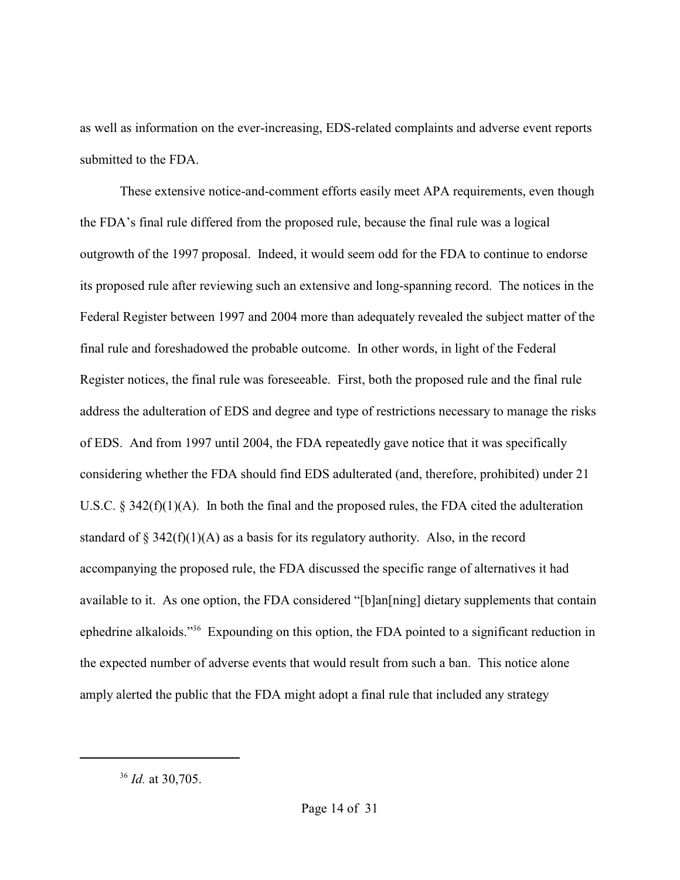as well as information on the ever-increasing, EDS-related complaints and adverse event reports submitted to the FDA.

These extensive notice-and-comment efforts easily meet APA requirements, even though the FDA's final rule differed from the proposed rule, because the final rule was a logical outgrowth of the 1997 proposal. Indeed, it would seem odd for the FDA to continue to endorse its proposed rule after reviewing such an extensive and long-spanning record. The notices in the Federal Register between 1997 and 2004 more than adequately revealed the subject matter of the final rule and foreshadowed the probable outcome. In other words, in light of the Federal Register notices, the final rule was foreseeable. First, both the proposed rule and the final rule address the adulteration of EDS and degree and type of restrictions necessary to manage the risks of EDS. And from 1997 until 2004, the FDA repeatedly gave notice that it was specifically considering whether the FDA should find EDS adulterated (and, therefore, prohibited) under 21 U.S.C. § 342(f)(1)(A). In both the final and the proposed rules, the FDA cited the adulteration standard of § 342(f)(1)(A) as a basis for its regulatory authority. Also, in the record accompanying the proposed rule, the FDA discussed the specific range of alternatives it had available to it. As one option, the FDA considered "[b]an[ning] dietary supplements that contain ephedrine alkaloids."[36] Expounding on this option, the FDA pointed to a significant reduction in the expected number of adverse events that would result from such a ban. This notice alone amply alerted the public that the FDA might adopt a final rule that included any strategy

---

[36] *Id.* at 30,705.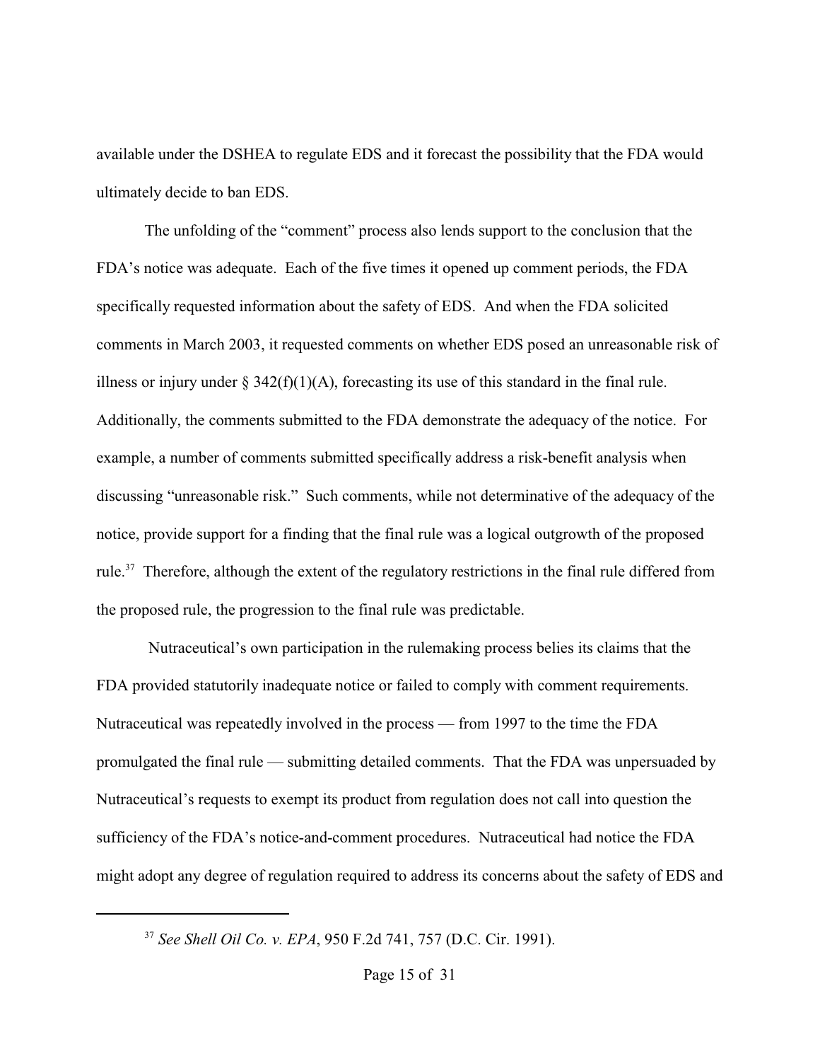available under the DSHEA to regulate EDS and it forecast the possibility that the FDA would ultimately decide to ban EDS.

The unfolding of the "comment" process also lends support to the conclusion that the FDA's notice was adequate. Each of the five times it opened up comment periods, the FDA specifically requested information about the safety of EDS. And when the FDA solicited comments in March 2003, it requested comments on whether EDS posed an unreasonable risk of illness or injury under § 342(f)(1)(A), forecasting its use of this standard in the final rule. Additionally, the comments submitted to the FDA demonstrate the adequacy of the notice. For example, a number of comments submitted specifically address a risk-benefit analysis when discussing "unreasonable risk." Such comments, while not determinative of the adequacy of the notice, provide support for a finding that the final rule was a logical outgrowth of the proposed rule.[37] Therefore, although the extent of the regulatory restrictions in the final rule differed from the proposed rule, the progression to the final rule was predictable.

Nutraceutical's own participation in the rulemaking process belies its claims that the FDA provided statutorily inadequate notice or failed to comply with comment requirements. Nutraceutical was repeatedly involved in the process — from 1997 to the time the FDA promulgated the final rule — submitting detailed comments. That the FDA was unpersuaded by Nutraceutical's requests to exempt its product from regulation does not call into question the sufficiency of the FDA's notice-and-comment procedures. Nutraceutical had notice the FDA might adopt any degree of regulation required to address its concerns about the safety of EDS and

---

[37] *See Shell Oil Co. v. EPA*, 950 F.2d 741, 757 (D.C. Cir. 1991).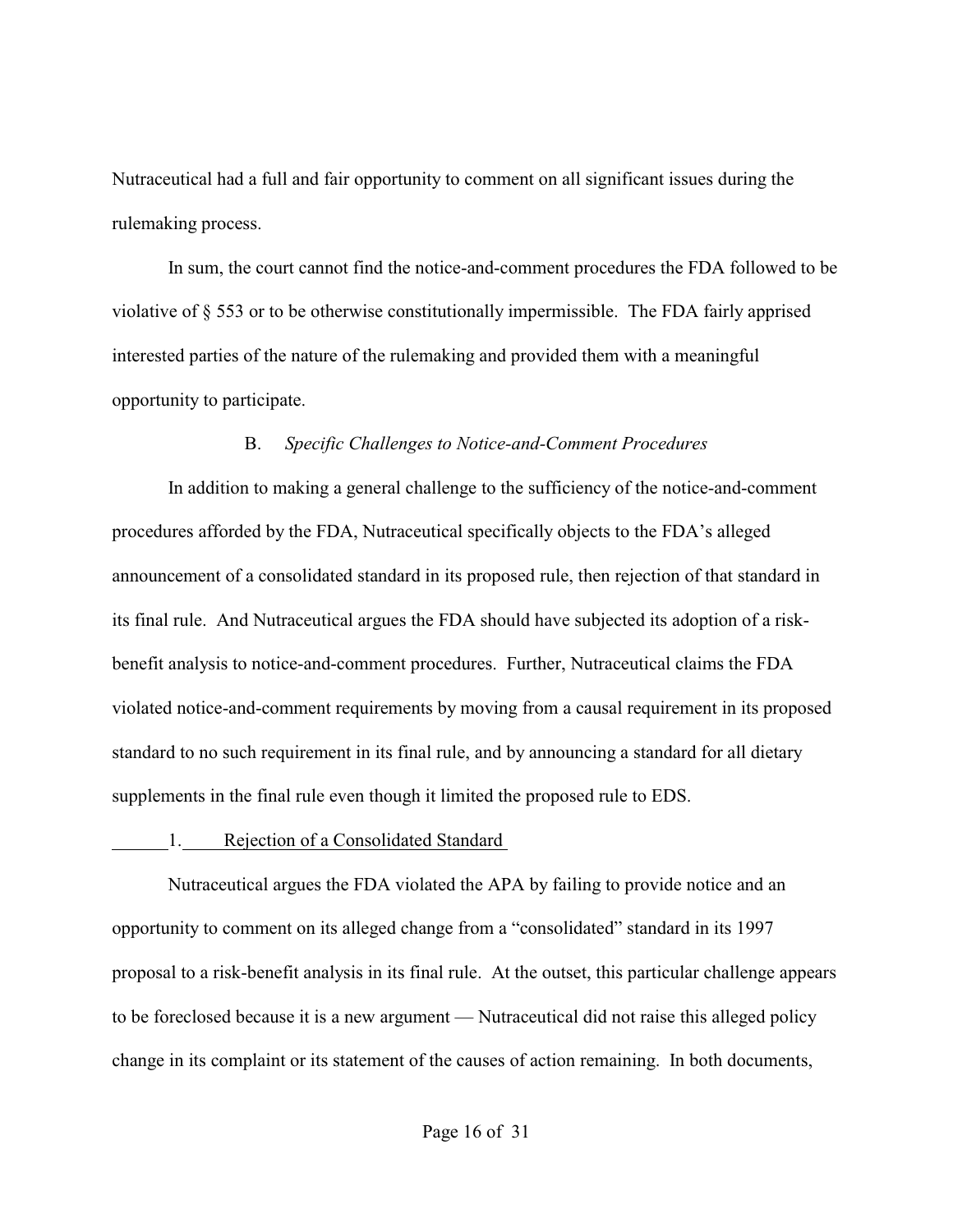Nutraceutical had a full and fair opportunity to comment on all significant issues during the rulemaking process.

In sum, the court cannot find the notice-and-comment procedures the FDA followed to be violative of § 553 or to be otherwise constitutionally impermissible. The FDA fairly apprised interested parties of the nature of the rulemaking and provided them with a meaningful opportunity to participate.

### B. *Specific Challenges to Notice-and-Comment Procedures*

In addition to making a general challenge to the sufficiency of the notice-and-comment procedures afforded by the FDA, Nutraceutical specifically objects to the FDA's alleged announcement of a consolidated standard in its proposed rule, then rejection of that standard in its final rule. And Nutraceutical argues the FDA should have subjected its adoption of a risk-benefit analysis to notice-and-comment procedures. Further, Nutraceutical claims the FDA violated notice-and-comment requirements by moving from a causal requirement in its proposed standard to no such requirement in its final rule, and by announcing a standard for all dietary supplements in the final rule even though it limited the proposed rule to EDS.

#### 1. Rejection of a Consolidated Standard

Nutraceutical argues the FDA violated the APA by failing to provide notice and an opportunity to comment on its alleged change from a "consolidated" standard in its 1997 proposal to a risk-benefit analysis in its final rule. At the outset, this particular challenge appears to be foreclosed because it is a new argument — Nutraceutical did not raise this alleged policy change in its complaint or its statement of the causes of action remaining. In both documents,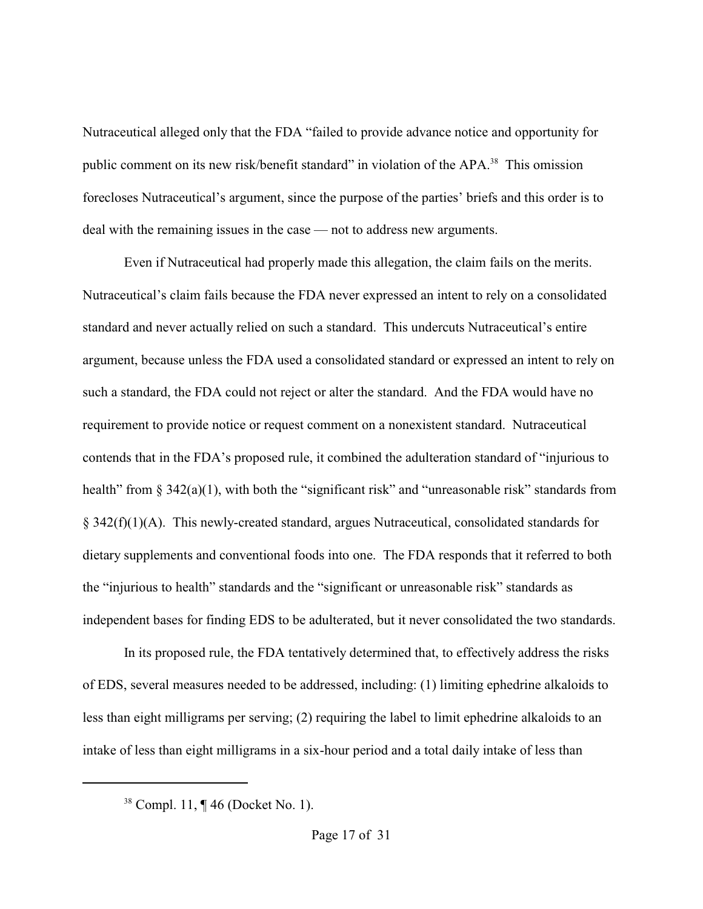Nutraceutical alleged only that the FDA "failed to provide advance notice and opportunity for public comment on its new risk/benefit standard" in violation of the APA.[38] This omission forecloses Nutraceutical's argument, since the purpose of the parties' briefs and this order is to deal with the remaining issues in the case — not to address new arguments.

Even if Nutraceutical had properly made this allegation, the claim fails on the merits. Nutraceutical's claim fails because the FDA never expressed an intent to rely on a consolidated standard and never actually relied on such a standard. This undercuts Nutraceutical's entire argument, because unless the FDA used a consolidated standard or expressed an intent to rely on such a standard, the FDA could not reject or alter the standard. And the FDA would have no requirement to provide notice or request comment on a nonexistent standard. Nutraceutical contends that in the FDA's proposed rule, it combined the adulteration standard of "injurious to health" from § 342(a)(1), with both the "significant risk" and "unreasonable risk" standards from § 342(f)(1)(A). This newly-created standard, argues Nutraceutical, consolidated standards for dietary supplements and conventional foods into one. The FDA responds that it referred to both the "injurious to health" standards and the "significant or unreasonable risk" standards as independent bases for finding EDS to be adulterated, but it never consolidated the two standards.

In its proposed rule, the FDA tentatively determined that, to effectively address the risks of EDS, several measures needed to be addressed, including: (1) limiting ephedrine alkaloids to less than eight milligrams per serving; (2) requiring the label to limit ephedrine alkaloids to an intake of less than eight milligrams in a six-hour period and a total daily intake of less than

[38] Compl. 11, ¶ 46 (Docket No. 1).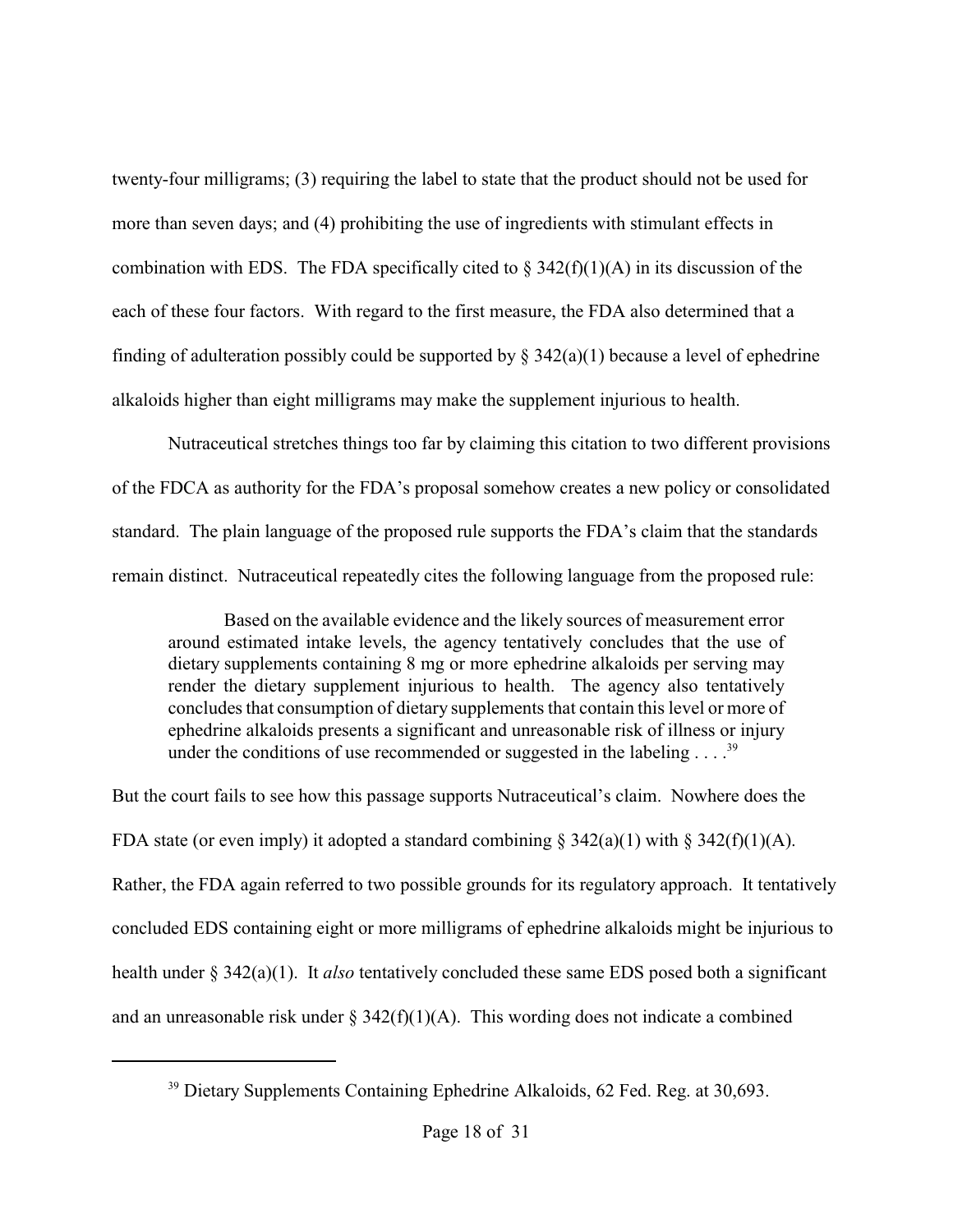twenty-four milligrams; (3) requiring the label to state that the product should not be used for more than seven days; and (4) prohibiting the use of ingredients with stimulant effects in combination with EDS. The FDA specifically cited to § 342(f)(1)(A) in its discussion of the each of these four factors. With regard to the first measure, the FDA also determined that a finding of adulteration possibly could be supported by § 342(a)(1) because a level of ephedrine alkaloids higher than eight milligrams may make the supplement injurious to health.

Nutraceutical stretches things too far by claiming this citation to two different provisions of the FDCA as authority for the FDA's proposal somehow creates a new policy or consolidated standard. The plain language of the proposed rule supports the FDA's claim that the standards remain distinct. Nutraceutical repeatedly cites the following language from the proposed rule:

> Based on the available evidence and the likely sources of measurement error around estimated intake levels, the agency tentatively concludes that the use of dietary supplements containing 8 mg or more ephedrine alkaloids per serving may render the dietary supplement injurious to health. The agency also tentatively concludes that consumption of dietary supplements that contain this level or more of ephedrine alkaloids presents a significant and unreasonable risk of illness or injury under the conditions of use recommended or suggested in the labeling . . . .[39]

But the court fails to see how this passage supports Nutraceutical's claim. Nowhere does the FDA state (or even imply) it adopted a standard combining § 342(a)(1) with § 342(f)(1)(A). Rather, the FDA again referred to two possible grounds for its regulatory approach. It tentatively concluded EDS containing eight or more milligrams of ephedrine alkaloids might be injurious to health under § 342(a)(1). It *also* tentatively concluded these same EDS posed both a significant and an unreasonable risk under § 342(f)(1)(A). This wording does not indicate a combined

[39] Dietary Supplements Containing Ephedrine Alkaloids, 62 Fed. Reg. at 30,693.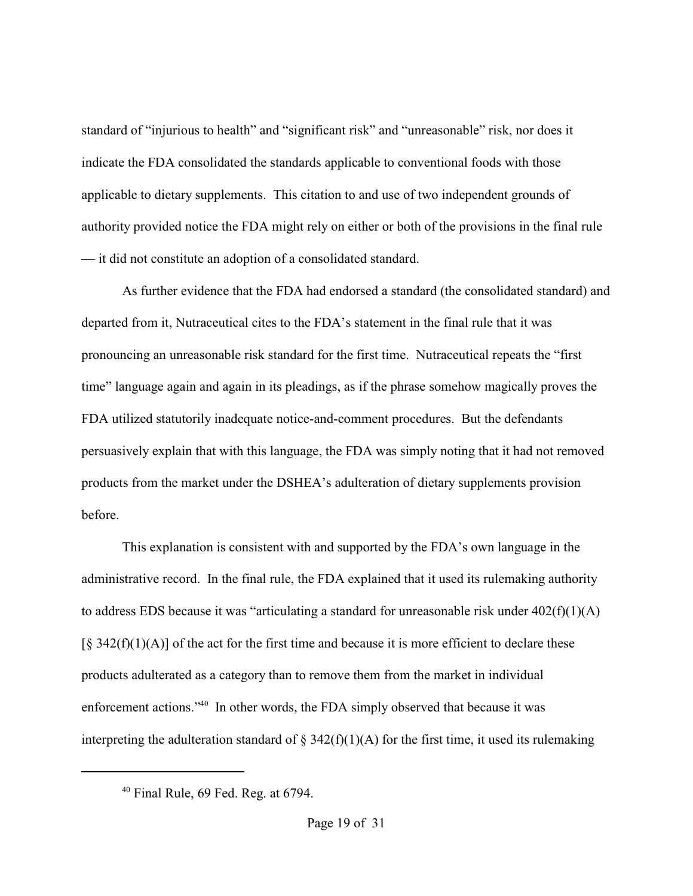standard of "injurious to health" and "significant risk" and "unreasonable" risk, nor does it indicate the FDA consolidated the standards applicable to conventional foods with those applicable to dietary supplements. This citation to and use of two independent grounds of authority provided notice the FDA might rely on either or both of the provisions in the final rule — it did not constitute an adoption of a consolidated standard.

As further evidence that the FDA had endorsed a standard (the consolidated standard) and departed from it, Nutraceutical cites to the FDA's statement in the final rule that it was pronouncing an unreasonable risk standard for the first time. Nutraceutical repeats the "first time" language again and again in its pleadings, as if the phrase somehow magically proves the FDA utilized statutorily inadequate notice-and-comment procedures. But the defendants persuasively explain that with this language, the FDA was simply noting that it had not removed products from the market under the DSHEA's adulteration of dietary supplements provision before.

This explanation is consistent with and supported by the FDA's own language in the administrative record. In the final rule, the FDA explained that it used its rulemaking authority to address EDS because it was "articulating a standard for unreasonable risk under 402(f)(1)(A) [§ 342(f)(1)(A)] of the act for the first time and because it is more efficient to declare these products adulterated as a category than to remove them from the market in individual enforcement actions."[40] In other words, the FDA simply observed that because it was interpreting the adulteration standard of § 342(f)(1)(A) for the first time, it used its rulemaking

---

[40] Final Rule, 69 Fed. Reg. at 6794.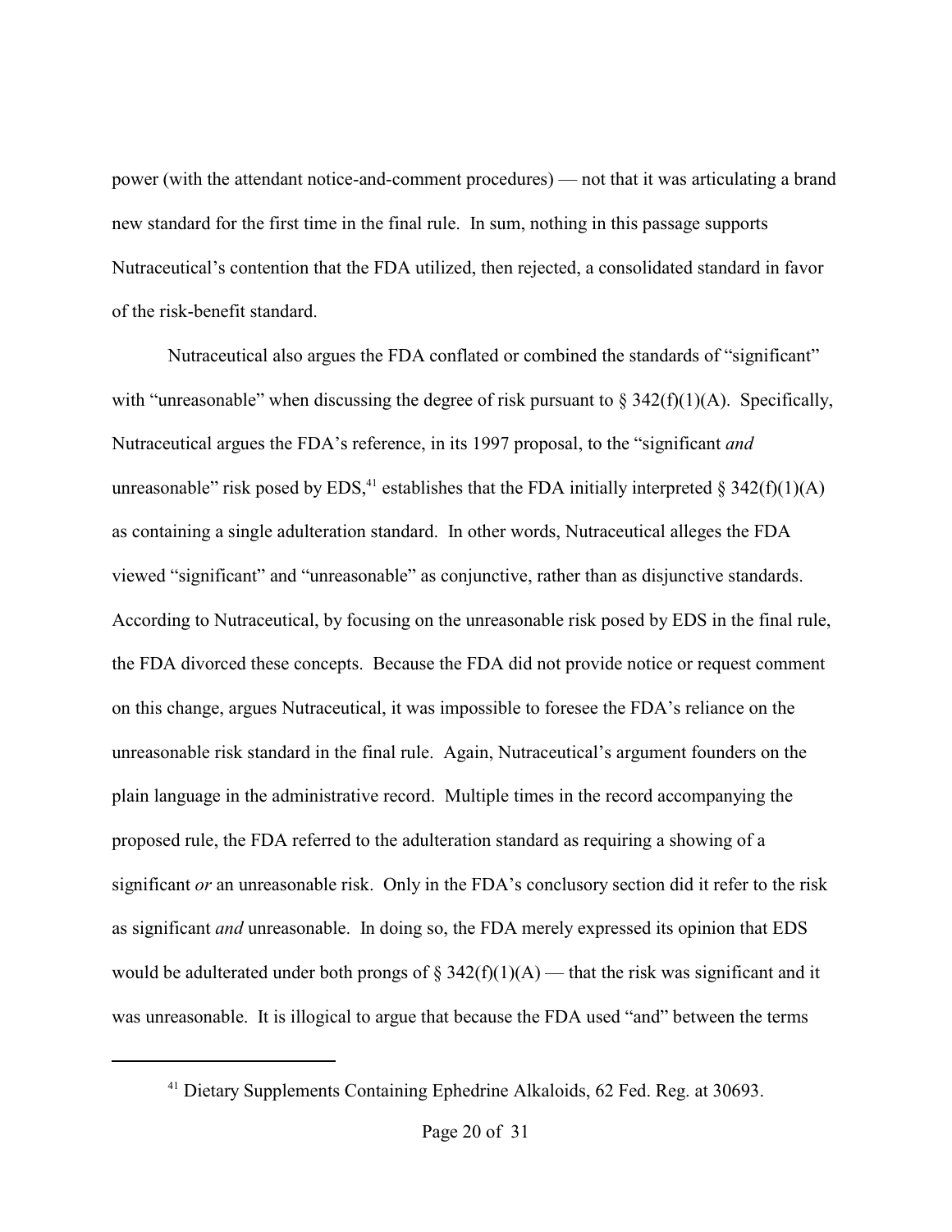power (with the attendant notice-and-comment procedures) — not that it was articulating a brand new standard for the first time in the final rule. In sum, nothing in this passage supports Nutraceutical's contention that the FDA utilized, then rejected, a consolidated standard in favor of the risk-benefit standard.

Nutraceutical also argues the FDA conflated or combined the standards of "significant" with "unreasonable" when discussing the degree of risk pursuant to § 342(f)(1)(A). Specifically, Nutraceutical argues the FDA's reference, in its 1997 proposal, to the "significant *and* unreasonable" risk posed by EDS,[41] establishes that the FDA initially interpreted § 342(f)(1)(A) as containing a single adulteration standard. In other words, Nutraceutical alleges the FDA viewed "significant" and "unreasonable" as conjunctive, rather than as disjunctive standards. According to Nutraceutical, by focusing on the unreasonable risk posed by EDS in the final rule, the FDA divorced these concepts. Because the FDA did not provide notice or request comment on this change, argues Nutraceutical, it was impossible to foresee the FDA's reliance on the unreasonable risk standard in the final rule. Again, Nutraceutical's argument founders on the plain language in the administrative record. Multiple times in the record accompanying the proposed rule, the FDA referred to the adulteration standard as requiring a showing of a significant *or* an unreasonable risk. Only in the FDA's conclusory section did it refer to the risk as significant *and* unreasonable. In doing so, the FDA merely expressed its opinion that EDS would be adulterated under both prongs of § 342(f)(1)(A) — that the risk was significant and it was unreasonable. It is illogical to argue that because the FDA used "and" between the terms

---

[41] Dietary Supplements Containing Ephedrine Alkaloids, 62 Fed. Reg. at 30693.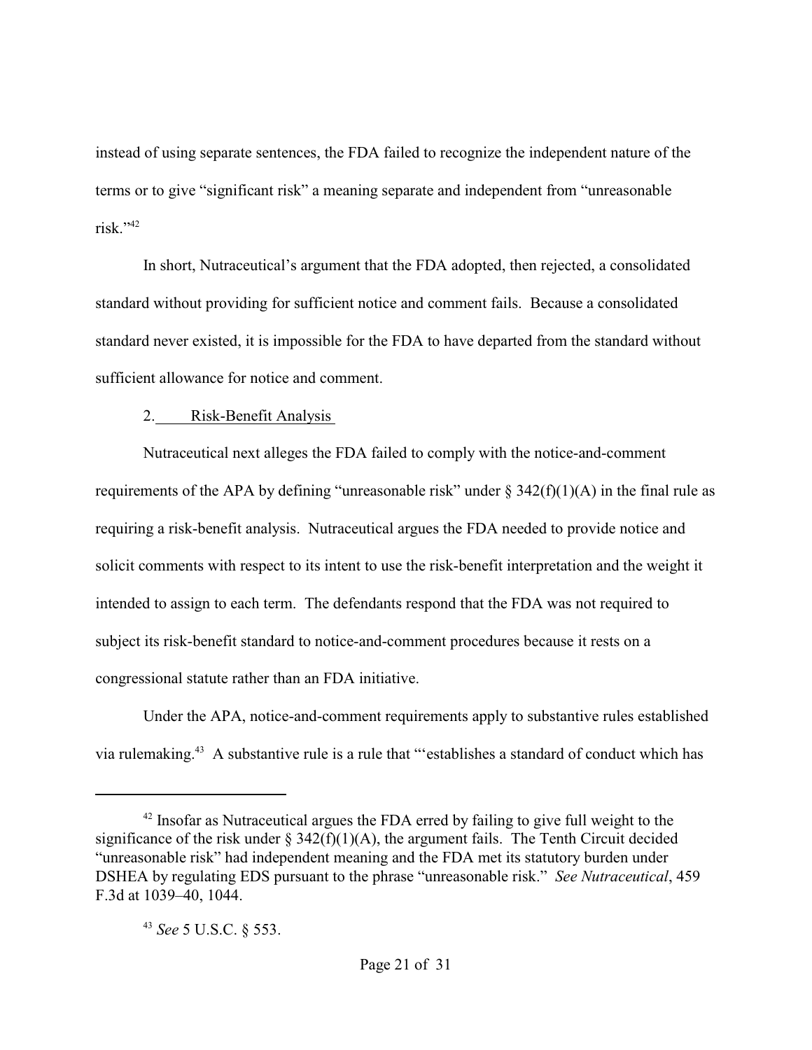instead of using separate sentences, the FDA failed to recognize the independent nature of the terms or to give "significant risk" a meaning separate and independent from "unreasonable risk."[42]

In short, Nutraceutical's argument that the FDA adopted, then rejected, a consolidated standard without providing for sufficient notice and comment fails. Because a consolidated standard never existed, it is impossible for the FDA to have departed from the standard without sufficient allowance for notice and comment.

2. Risk-Benefit Analysis

Nutraceutical next alleges the FDA failed to comply with the notice-and-comment requirements of the APA by defining "unreasonable risk" under § 342(f)(1)(A) in the final rule as requiring a risk-benefit analysis. Nutraceutical argues the FDA needed to provide notice and solicit comments with respect to its intent to use the risk-benefit interpretation and the weight it intended to assign to each term. The defendants respond that the FDA was not required to subject its risk-benefit standard to notice-and-comment procedures because it rests on a congressional statute rather than an FDA initiative.

Under the APA, notice-and-comment requirements apply to substantive rules established via rulemaking.[43] A substantive rule is a rule that "'establishes a standard of conduct which has

---

[42] Insofar as Nutraceutical argues the FDA erred by failing to give full weight to the significance of the risk under § 342(f)(1)(A), the argument fails. The Tenth Circuit decided "unreasonable risk" had independent meaning and the FDA met its statutory burden under DSHEA by regulating EDS pursuant to the phrase "unreasonable risk." *See Nutraceutical*, 459 F.3d at 1039–40, 1044.

[43] *See* 5 U.S.C. § 553.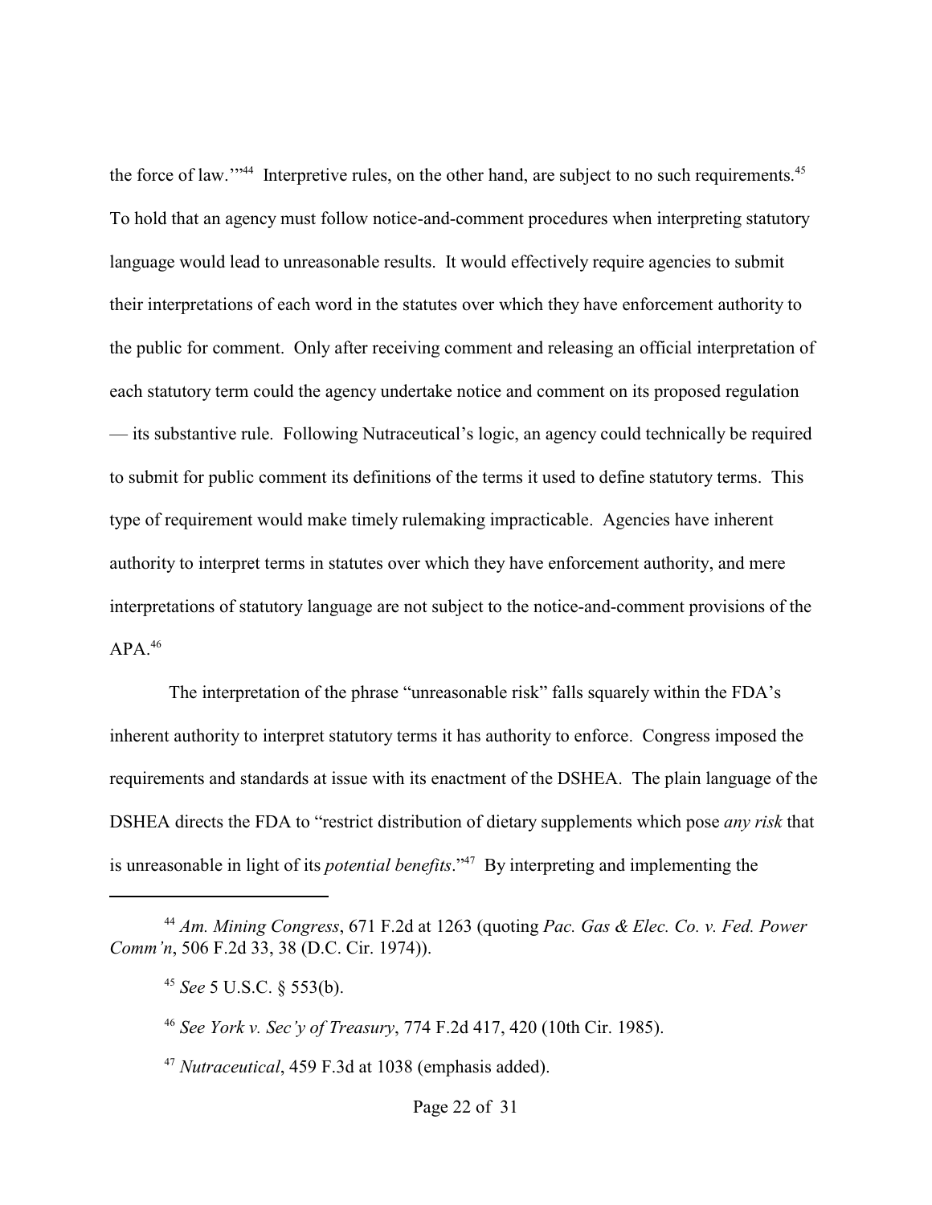the force of law.'"[44] Interpretive rules, on the other hand, are subject to no such requirements.[45] To hold that an agency must follow notice-and-comment procedures when interpreting statutory language would lead to unreasonable results. It would effectively require agencies to submit their interpretations of each word in the statutes over which they have enforcement authority to the public for comment. Only after receiving comment and releasing an official interpretation of each statutory term could the agency undertake notice and comment on its proposed regulation — its substantive rule. Following Nutraceutical's logic, an agency could technically be required to submit for public comment its definitions of the terms it used to define statutory terms. This type of requirement would make timely rulemaking impracticable. Agencies have inherent authority to interpret terms in statutes over which they have enforcement authority, and mere interpretations of statutory language are not subject to the notice-and-comment provisions of the APA.[46]

The interpretation of the phrase "unreasonable risk" falls squarely within the FDA's inherent authority to interpret statutory terms it has authority to enforce. Congress imposed the requirements and standards at issue with its enactment of the DSHEA. The plain language of the DSHEA directs the FDA to "restrict distribution of dietary supplements which pose *any risk* that is unreasonable in light of its *potential benefits*."[47] By interpreting and implementing the

---

[44] *Am. Mining Congress*, 671 F.2d at 1263 (quoting *Pac. Gas & Elec. Co. v. Fed. Power Comm'n*, 506 F.2d 33, 38 (D.C. Cir. 1974)).

[45] *See* 5 U.S.C. § 553(b).

[46] *See York v. Sec'y of Treasury*, 774 F.2d 417, 420 (10th Cir. 1985).

[47] *Nutraceutical*, 459 F.3d at 1038 (emphasis added).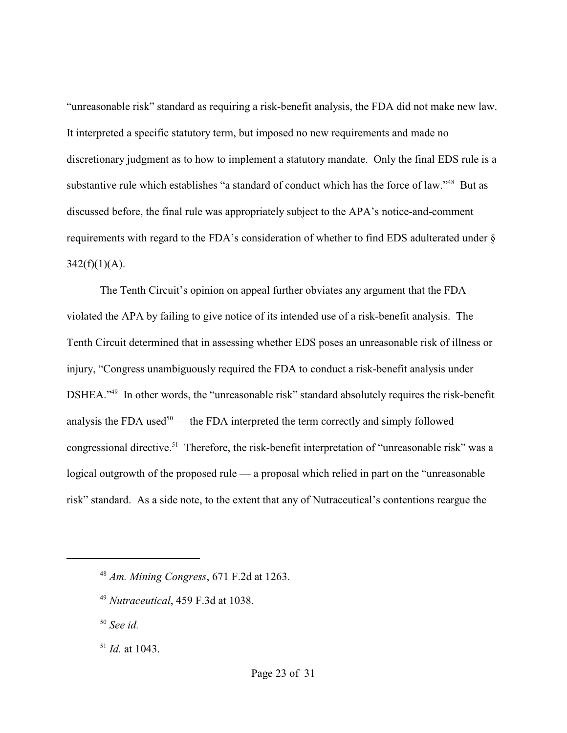"unreasonable risk" standard as requiring a risk-benefit analysis, the FDA did not make new law. It interpreted a specific statutory term, but imposed no new requirements and made no discretionary judgment as to how to implement a statutory mandate. Only the final EDS rule is a substantive rule which establishes "a standard of conduct which has the force of law."[48] But as discussed before, the final rule was appropriately subject to the APA's notice-and-comment requirements with regard to the FDA's consideration of whether to find EDS adulterated under § 342(f)(1)(A).

The Tenth Circuit's opinion on appeal further obviates any argument that the FDA violated the APA by failing to give notice of its intended use of a risk-benefit analysis. The Tenth Circuit determined that in assessing whether EDS poses an unreasonable risk of illness or injury, "Congress unambiguously required the FDA to conduct a risk-benefit analysis under DSHEA."[49] In other words, the "unreasonable risk" standard absolutely requires the risk-benefit analysis the FDA used[50] — the FDA interpreted the term correctly and simply followed congressional directive.[51] Therefore, the risk-benefit interpretation of "unreasonable risk" was a logical outgrowth of the proposed rule — a proposal which relied in part on the "unreasonable risk" standard. As a side note, to the extent that any of Nutraceutical's contentions reargue the

---

[48] *Am. Mining Congress*, 671 F.2d at 1263.

[49] *Nutraceutical*, 459 F.3d at 1038.

[50] *See id.*

[51] *Id.* at 1043.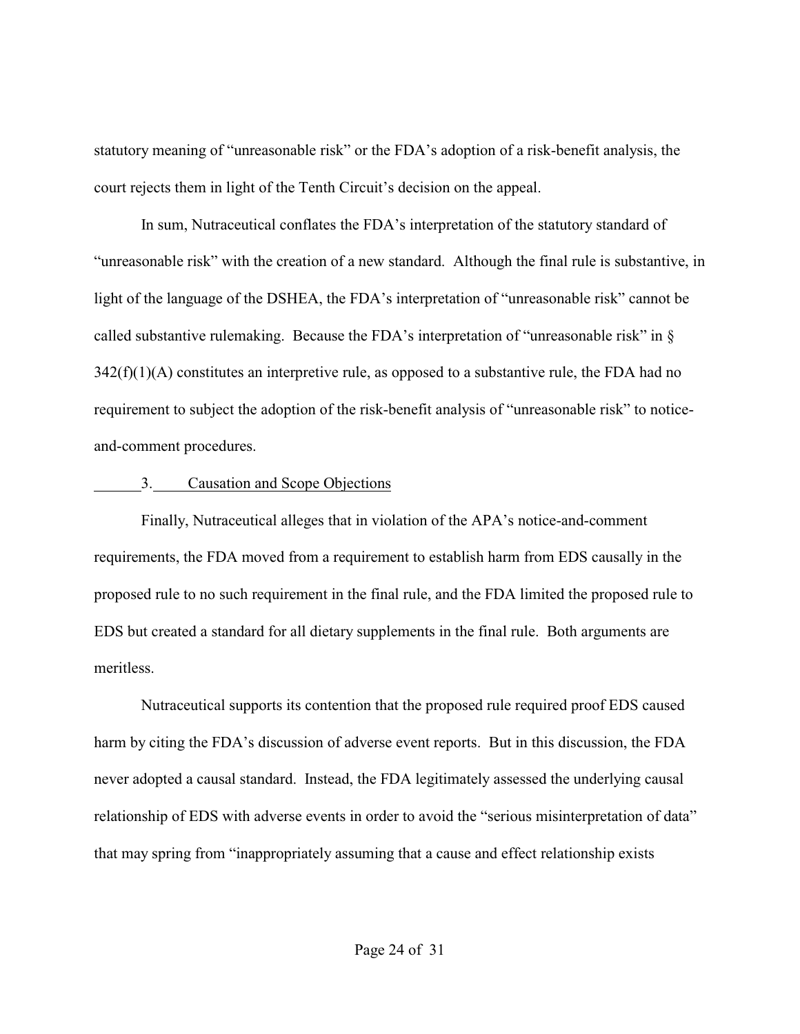statutory meaning of "unreasonable risk" or the FDA's adoption of a risk-benefit analysis, the court rejects them in light of the Tenth Circuit's decision on the appeal.

In sum, Nutraceutical conflates the FDA's interpretation of the statutory standard of "unreasonable risk" with the creation of a new standard. Although the final rule is substantive, in light of the language of the DSHEA, the FDA's interpretation of "unreasonable risk" cannot be called substantive rulemaking. Because the FDA's interpretation of "unreasonable risk" in § 342(f)(1)(A) constitutes an interpretive rule, as opposed to a substantive rule, the FDA had no requirement to subject the adoption of the risk-benefit analysis of "unreasonable risk" to notice-and-comment procedures.

### 3. Causation and Scope Objections

Finally, Nutraceutical alleges that in violation of the APA's notice-and-comment requirements, the FDA moved from a requirement to establish harm from EDS causally in the proposed rule to no such requirement in the final rule, and the FDA limited the proposed rule to EDS but created a standard for all dietary supplements in the final rule. Both arguments are meritless.

Nutraceutical supports its contention that the proposed rule required proof EDS caused harm by citing the FDA's discussion of adverse event reports. But in this discussion, the FDA never adopted a causal standard. Instead, the FDA legitimately assessed the underlying causal relationship of EDS with adverse events in order to avoid the "serious misinterpretation of data" that may spring from "inappropriately assuming that a cause and effect relationship exists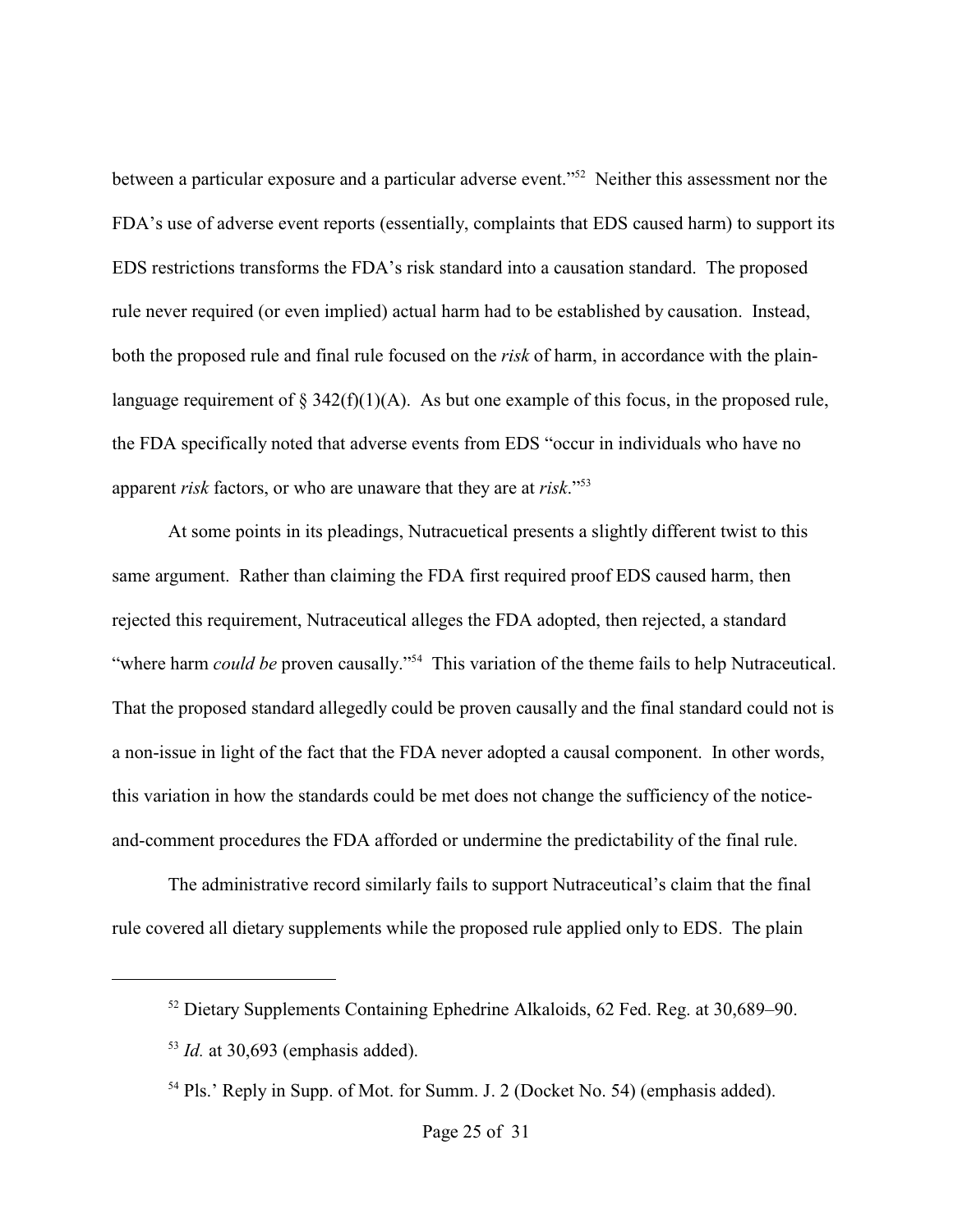between a particular exposure and a particular adverse event."[52] Neither this assessment nor the FDA's use of adverse event reports (essentially, complaints that EDS caused harm) to support its EDS restrictions transforms the FDA's risk standard into a causation standard. The proposed rule never required (or even implied) actual harm had to be established by causation. Instead, both the proposed rule and final rule focused on the *risk* of harm, in accordance with the plain-language requirement of § 342(f)(1)(A). As but one example of this focus, in the proposed rule, the FDA specifically noted that adverse events from EDS "occur in individuals who have no apparent *risk* factors, or who are unaware that they are at *risk*."[53]

At some points in its pleadings, Nutracuetical presents a slightly different twist to this same argument. Rather than claiming the FDA first required proof EDS caused harm, then rejected this requirement, Nutraceutical alleges the FDA adopted, then rejected, a standard "where harm *could be* proven causally."[54] This variation of the theme fails to help Nutraceutical. That the proposed standard allegedly could be proven causally and the final standard could not is a non-issue in light of the fact that the FDA never adopted a causal component. In other words, this variation in how the standards could be met does not change the sufficiency of the notice-and-comment procedures the FDA afforded or undermine the predictability of the final rule.

The administrative record similarly fails to support Nutraceutical's claim that the final rule covered all dietary supplements while the proposed rule applied only to EDS. The plain

---

[52] Dietary Supplements Containing Ephedrine Alkaloids, 62 Fed. Reg. at 30,689–90.

[53] *Id.* at 30,693 (emphasis added).

[54] Pls.' Reply in Supp. of Mot. for Summ. J. 2 (Docket No. 54) (emphasis added).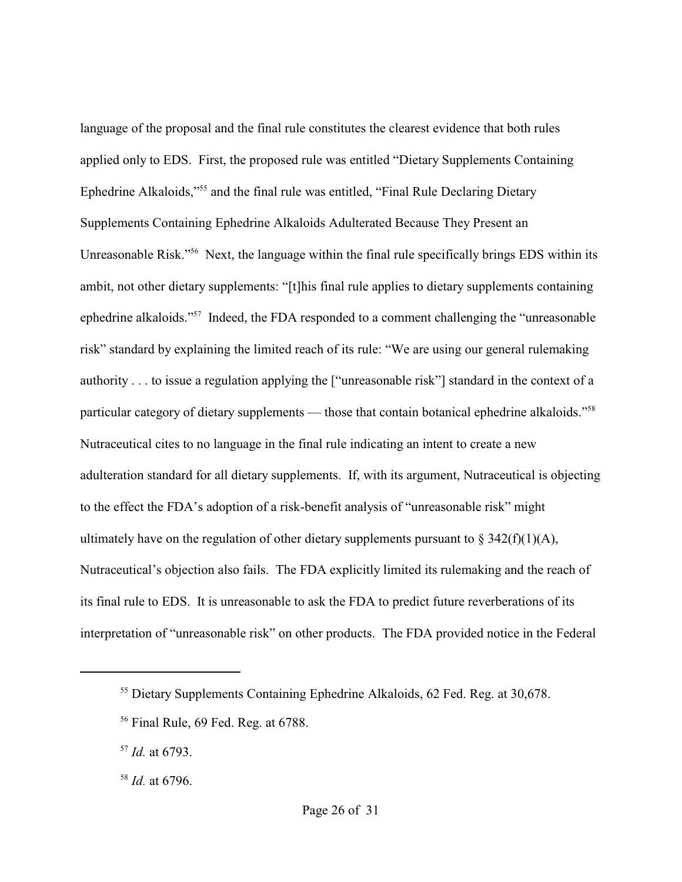language of the proposal and the final rule constitutes the clearest evidence that both rules applied only to EDS. First, the proposed rule was entitled "Dietary Supplements Containing Ephedrine Alkaloids,"[55] and the final rule was entitled, "Final Rule Declaring Dietary Supplements Containing Ephedrine Alkaloids Adulterated Because They Present an Unreasonable Risk."[56] Next, the language within the final rule specifically brings EDS within its ambit, not other dietary supplements: "[t]his final rule applies to dietary supplements containing ephedrine alkaloids."[57] Indeed, the FDA responded to a comment challenging the "unreasonable risk" standard by explaining the limited reach of its rule: "We are using our general rulemaking authority . . . to issue a regulation applying the ["unreasonable risk"] standard in the context of a particular category of dietary supplements — those that contain botanical ephedrine alkaloids."[58] Nutraceutical cites to no language in the final rule indicating an intent to create a new adulteration standard for all dietary supplements. If, with its argument, Nutraceutical is objecting to the effect the FDA's adoption of a risk-benefit analysis of "unreasonable risk" might ultimately have on the regulation of other dietary supplements pursuant to § 342(f)(1)(A), Nutraceutical's objection also fails. The FDA explicitly limited its rulemaking and the reach of its final rule to EDS. It is unreasonable to ask the FDA to predict future reverberations of its interpretation of "unreasonable risk" on other products. The FDA provided notice in the Federal

---

[55] Dietary Supplements Containing Ephedrine Alkaloids, 62 Fed. Reg. at 30,678.

[56] Final Rule, 69 Fed. Reg. at 6788.

[57] *Id.* at 6793.

[58] *Id.* at 6796.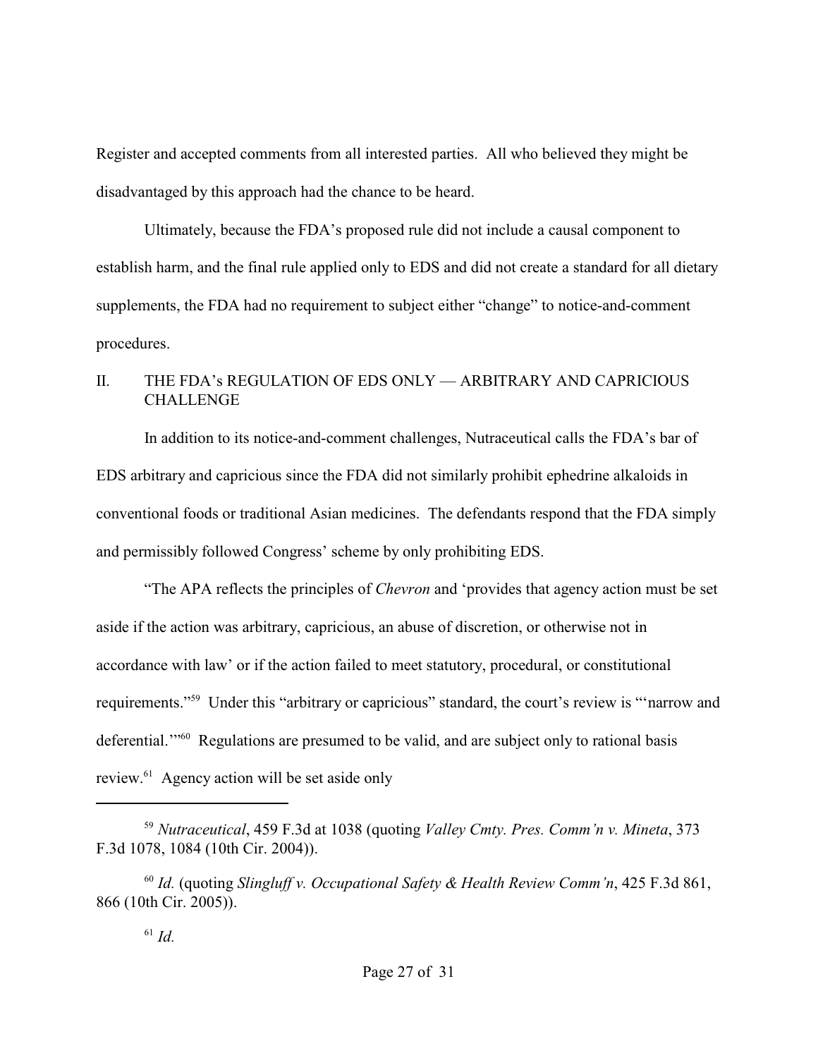Register and accepted comments from all interested parties. All who believed they might be disadvantaged by this approach had the chance to be heard.

Ultimately, because the FDA's proposed rule did not include a causal component to establish harm, and the final rule applied only to EDS and did not create a standard for all dietary supplements, the FDA had no requirement to subject either "change" to notice-and-comment procedures.

## II. THE FDA's REGULATION OF EDS ONLY — ARBITRARY AND CAPRICIOUS CHALLENGE

In addition to its notice-and-comment challenges, Nutraceutical calls the FDA's bar of EDS arbitrary and capricious since the FDA did not similarly prohibit ephedrine alkaloids in conventional foods or traditional Asian medicines. The defendants respond that the FDA simply and permissibly followed Congress' scheme by only prohibiting EDS.

"The APA reflects the principles of *Chevron* and 'provides that agency action must be set aside if the action was arbitrary, capricious, an abuse of discretion, or otherwise not in accordance with law' or if the action failed to meet statutory, procedural, or constitutional requirements."[59] Under this "arbitrary or capricious" standard, the court's review is "'narrow and deferential.'"[60] Regulations are presumed to be valid, and are subject only to rational basis review.[61] Agency action will be set aside only

---

[59] *Nutraceutical*, 459 F.3d at 1038 (quoting *Valley Cmty. Pres. Comm'n v. Mineta*, 373 F.3d 1078, 1084 (10th Cir. 2004)).

[60] *Id.* (quoting *Slingluff v. Occupational Safety & Health Review Comm'n*, 425 F.3d 861, 866 (10th Cir. 2005)).

[61] *Id.*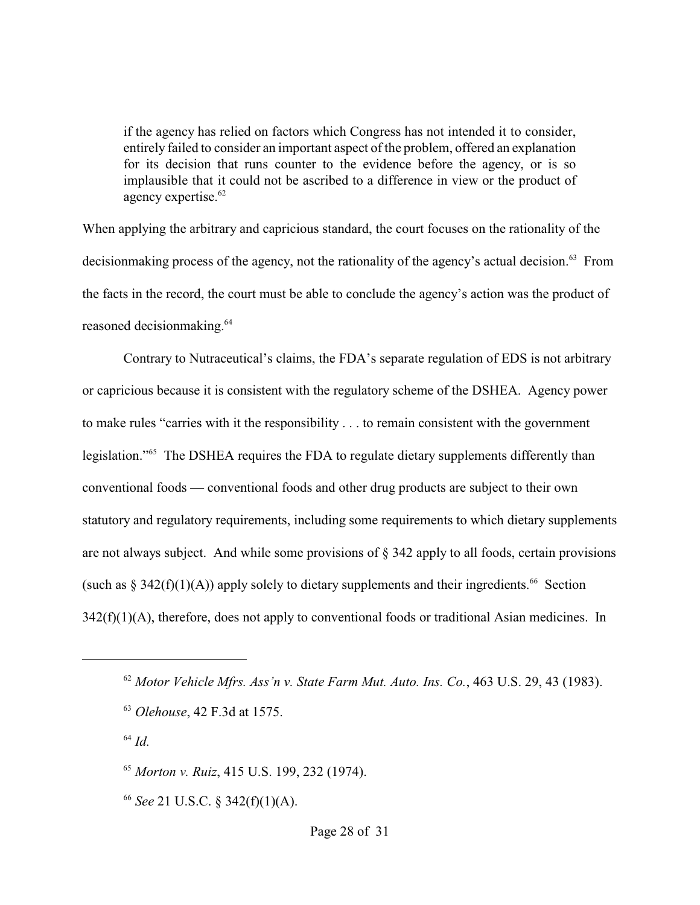> if the agency has relied on factors which Congress has not intended it to consider, entirely failed to consider an important aspect of the problem, offered an explanation for its decision that runs counter to the evidence before the agency, or is so implausible that it could not be ascribed to a difference in view or the product of agency expertise.[62]

When applying the arbitrary and capricious standard, the court focuses on the rationality of the decisionmaking process of the agency, not the rationality of the agency's actual decision.[63] From the facts in the record, the court must be able to conclude the agency's action was the product of reasoned decisionmaking.[64]

Contrary to Nutraceutical's claims, the FDA's separate regulation of EDS is not arbitrary or capricious because it is consistent with the regulatory scheme of the DSHEA. Agency power to make rules "carries with it the responsibility . . . to remain consistent with the government legislation."[65] The DSHEA requires the FDA to regulate dietary supplements differently than conventional foods — conventional foods and other drug products are subject to their own statutory and regulatory requirements, including some requirements to which dietary supplements are not always subject. And while some provisions of § 342 apply to all foods, certain provisions (such as § 342(f)(1)(A)) apply solely to dietary supplements and their ingredients.[66] Section 342(f)(1)(A), therefore, does not apply to conventional foods or traditional Asian medicines. In

---

[62] *Motor Vehicle Mfrs. Ass'n v. State Farm Mut. Auto. Ins. Co.*, 463 U.S. 29, 43 (1983).

[63] *Olehouse*, 42 F.3d at 1575.

[64] *Id.*

[65] *Morton v. Ruiz*, 415 U.S. 199, 232 (1974).

[66] *See* 21 U.S.C. § 342(f)(1)(A).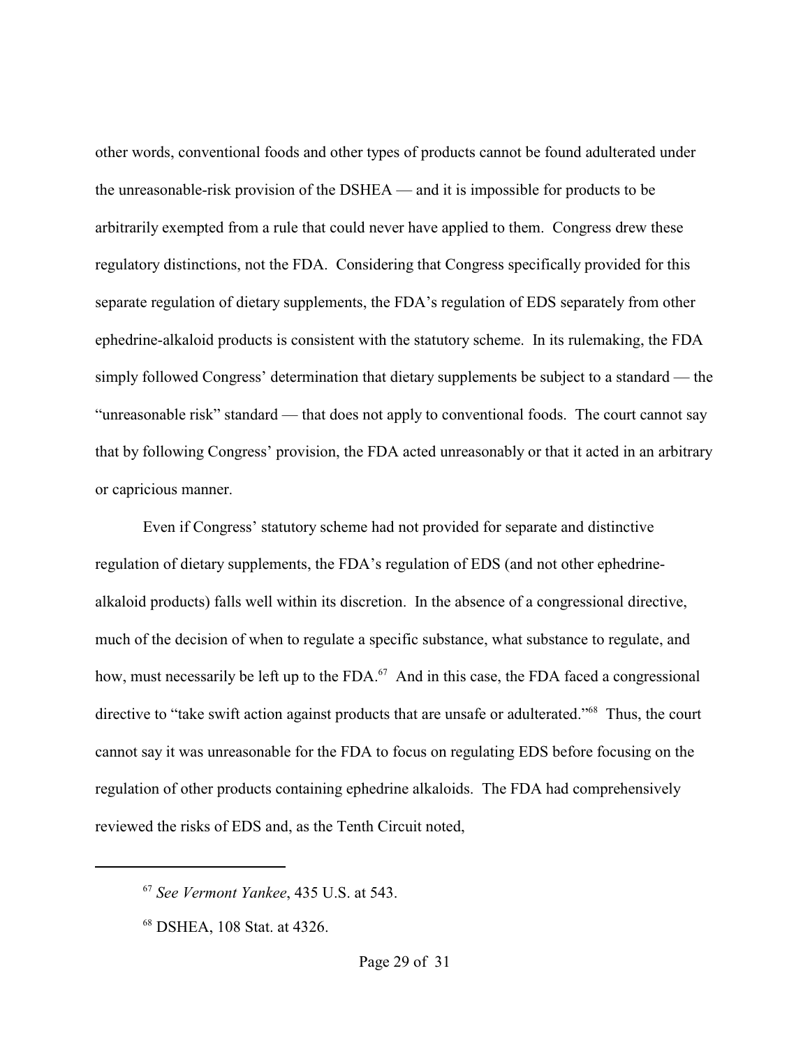other words, conventional foods and other types of products cannot be found adulterated under the unreasonable-risk provision of the DSHEA — and it is impossible for products to be arbitrarily exempted from a rule that could never have applied to them. Congress drew these regulatory distinctions, not the FDA. Considering that Congress specifically provided for this separate regulation of dietary supplements, the FDA's regulation of EDS separately from other ephedrine-alkaloid products is consistent with the statutory scheme. In its rulemaking, the FDA simply followed Congress' determination that dietary supplements be subject to a standard — the "unreasonable risk" standard — that does not apply to conventional foods. The court cannot say that by following Congress' provision, the FDA acted unreasonably or that it acted in an arbitrary or capricious manner.

Even if Congress' statutory scheme had not provided for separate and distinctive regulation of dietary supplements, the FDA's regulation of EDS (and not other ephedrine-alkaloid products) falls well within its discretion. In the absence of a congressional directive, much of the decision of when to regulate a specific substance, what substance to regulate, and how, must necessarily be left up to the FDA.[67] And in this case, the FDA faced a congressional directive to "take swift action against products that are unsafe or adulterated."[68] Thus, the court cannot say it was unreasonable for the FDA to focus on regulating EDS before focusing on the regulation of other products containing ephedrine alkaloids. The FDA had comprehensively reviewed the risks of EDS and, as the Tenth Circuit noted,

---

[67] *See Vermont Yankee*, 435 U.S. at 543.

[68] DSHEA, 108 Stat. at 4326.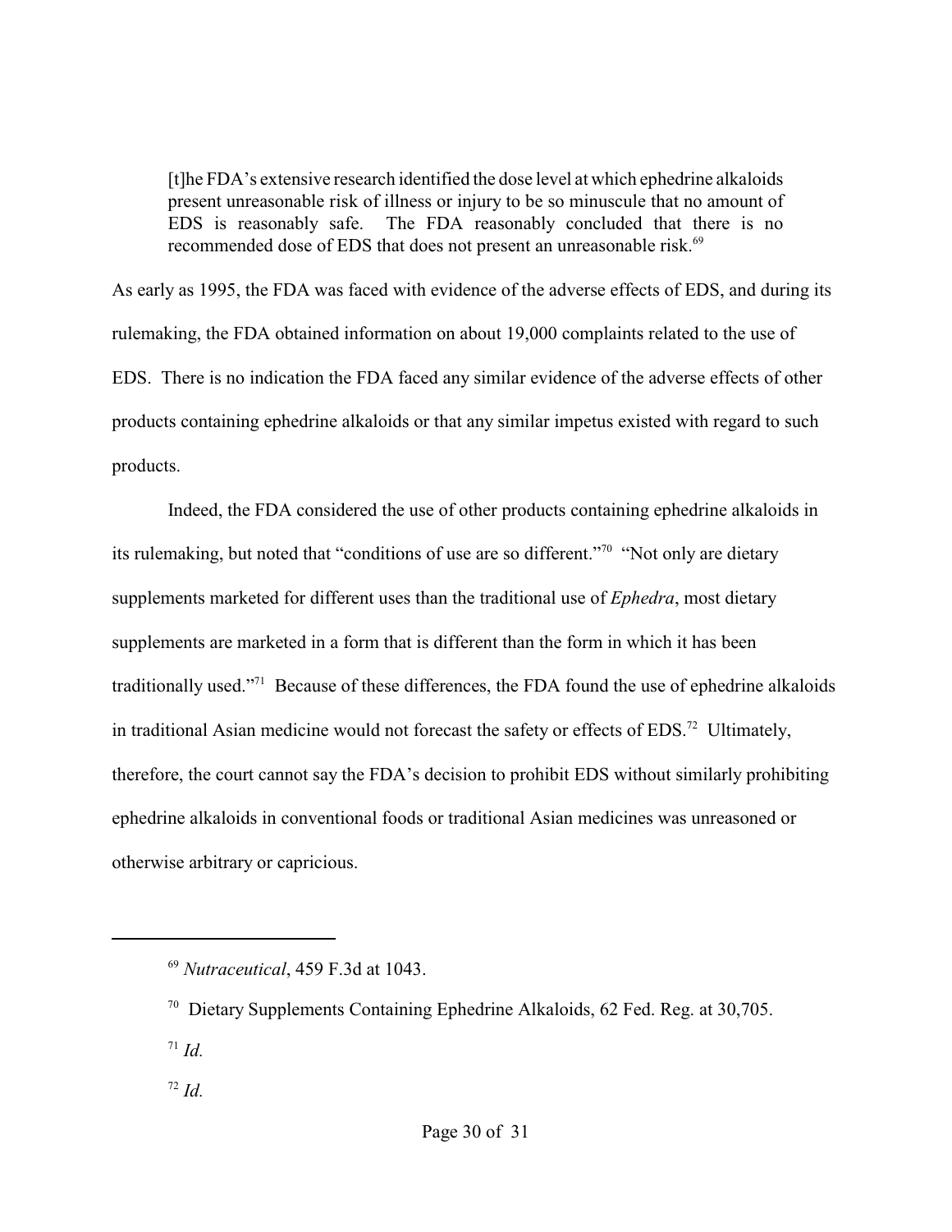> [t]he FDA's extensive research identified the dose level at which ephedrine alkaloids present unreasonable risk of illness or injury to be so minuscule that no amount of EDS is reasonably safe. The FDA reasonably concluded that there is no recommended dose of EDS that does not present an unreasonable risk.[69]

As early as 1995, the FDA was faced with evidence of the adverse effects of EDS, and during its rulemaking, the FDA obtained information on about 19,000 complaints related to the use of EDS. There is no indication the FDA faced any similar evidence of the adverse effects of other products containing ephedrine alkaloids or that any similar impetus existed with regard to such products.

Indeed, the FDA considered the use of other products containing ephedrine alkaloids in its rulemaking, but noted that "conditions of use are so different."[70] "Not only are dietary supplements marketed for different uses than the traditional use of *Ephedra*, most dietary supplements are marketed in a form that is different than the form in which it has been traditionally used."[71] Because of these differences, the FDA found the use of ephedrine alkaloids in traditional Asian medicine would not forecast the safety or effects of EDS.[72] Ultimately, therefore, the court cannot say the FDA's decision to prohibit EDS without similarly prohibiting ephedrine alkaloids in conventional foods or traditional Asian medicines was unreasoned or otherwise arbitrary or capricious.

---

[69] *Nutraceutical*, 459 F.3d at 1043.

[70] Dietary Supplements Containing Ephedrine Alkaloids, 62 Fed. Reg. at 30,705.

[71] *Id.*

[72] *Id.*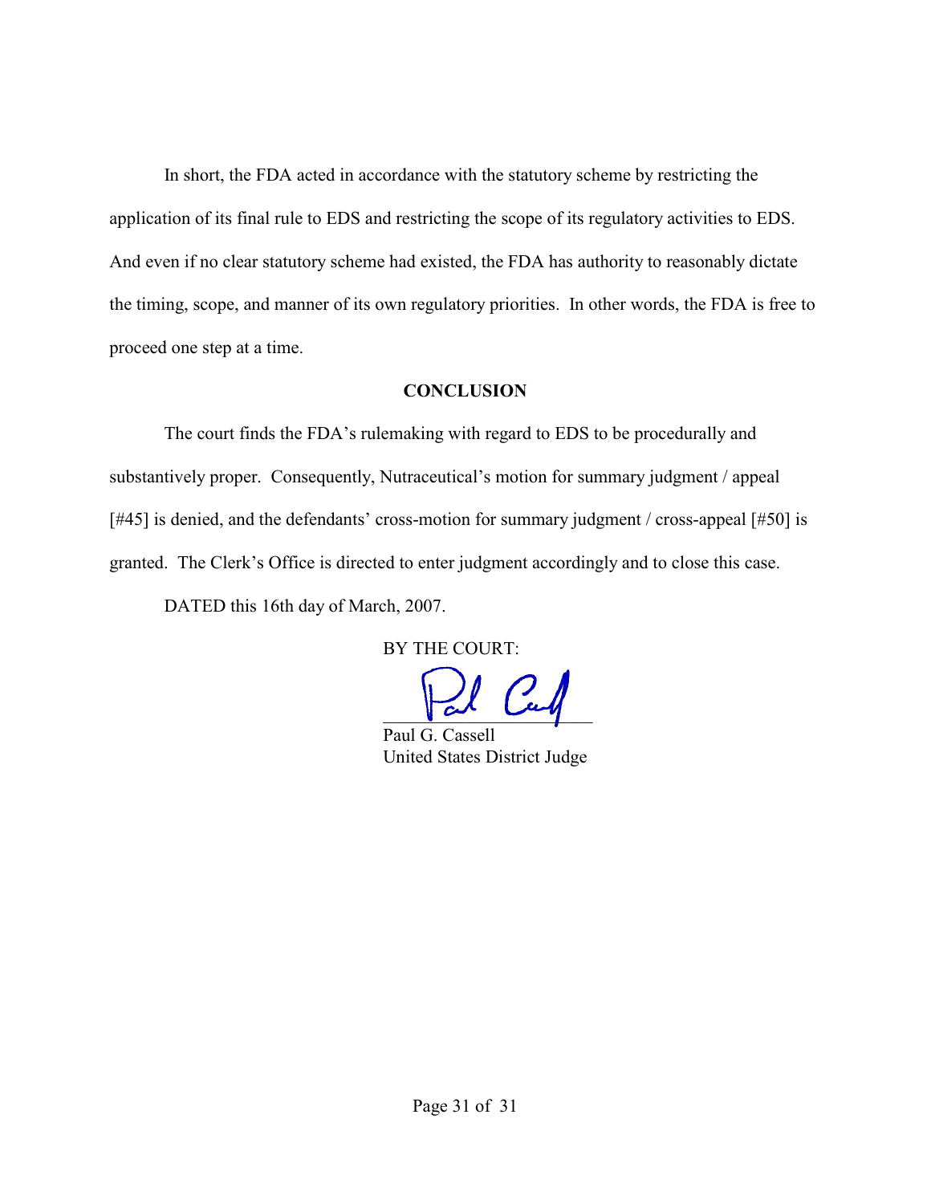In short, the FDA acted in accordance with the statutory scheme by restricting the application of its final rule to EDS and restricting the scope of its regulatory activities to EDS. And even if no clear statutory scheme had existed, the FDA has authority to reasonably dictate the timing, scope, and manner of its own regulatory priorities. In other words, the FDA is free to proceed one step at a time.

## CONCLUSION

The court finds the FDA's rulemaking with regard to EDS to be procedurally and substantively proper. Consequently, Nutraceutical's motion for summary judgment / appeal [#45] is denied, and the defendants' cross-motion for summary judgment / cross-appeal [#50] is granted. The Clerk's Office is directed to enter judgment accordingly and to close this case.

DATED this 16th day of March, 2007.

BY THE COURT:

Paul G. Cassell
United States District Judge